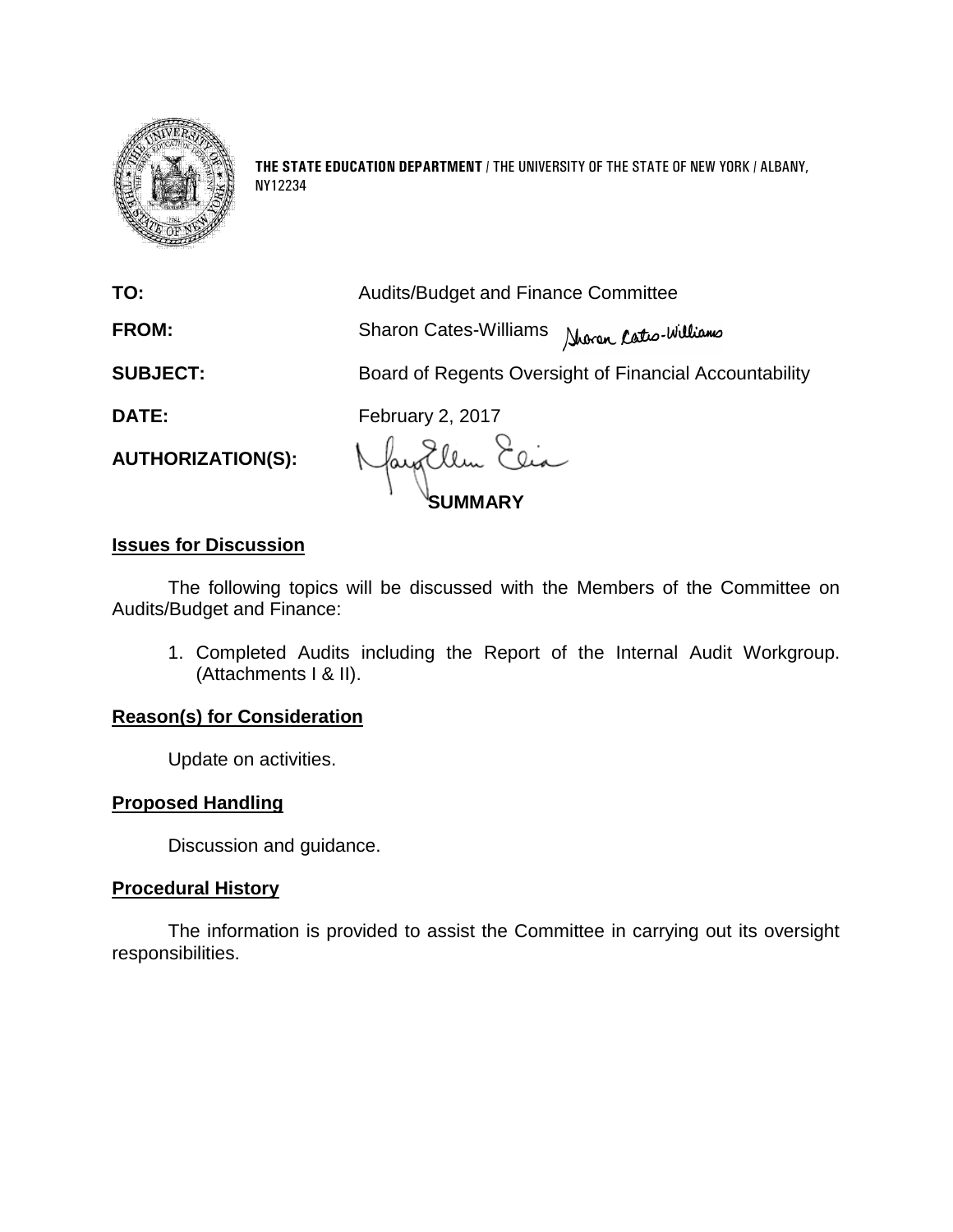**THE STATE EDUCATION DEPARTMENT** / THE UNIVERSITY OF THE STATE OF NEW YORK / ALBANY, NY12234

| | |
|---|---|
| **TO:** | Audits/Budget and Finance Committee |
| **FROM:** | Sharon Cates-Williams |
| **SUBJECT:** | Board of Regents Oversight of Financial Accountability |
| **DATE:** | February 2, 2017 |
| **AUTHORIZATION(S):** | |

## SUMMARY

### Issues for Discussion

The following topics will be discussed with the Members of the Committee on Audits/Budget and Finance:

1. Completed Audits including the Report of the Internal Audit Workgroup. (Attachments I & II).

### Reason(s) for Consideration

Update on activities.

### Proposed Handling

Discussion and guidance.

### Procedural History

The information is provided to assist the Committee in carrying out its oversight responsibilities.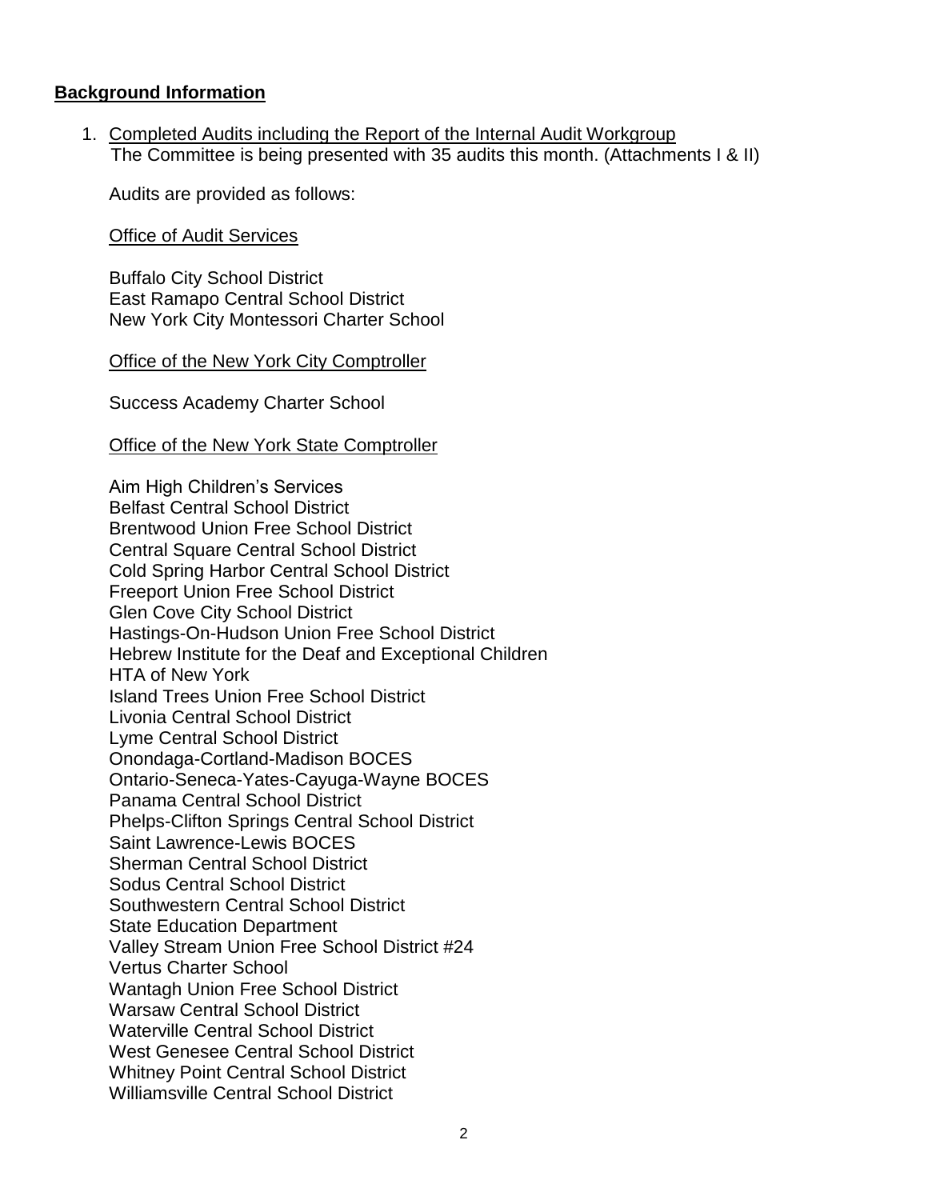## **Background Information**

1. Completed Audits including the Report of the Internal Audit Workgroup
   The Committee is being presented with 35 audits this month. (Attachments I & II)

   Audits are provided as follows:

   Office of Audit Services

   Buffalo City School District
   East Ramapo Central School District
   New York City Montessori Charter School

   Office of the New York City Comptroller

   Success Academy Charter School

   Office of the New York State Comptroller

   Aim High Children's Services
   Belfast Central School District
   Brentwood Union Free School District
   Central Square Central School District
   Cold Spring Harbor Central School District
   Freeport Union Free School District
   Glen Cove City School District
   Hastings-On-Hudson Union Free School District
   Hebrew Institute for the Deaf and Exceptional Children
   HTA of New York
   Island Trees Union Free School District
   Livonia Central School District
   Lyme Central School District
   Onondaga-Cortland-Madison BOCES
   Ontario-Seneca-Yates-Cayuga-Wayne BOCES
   Panama Central School District
   Phelps-Clifton Springs Central School District
   Saint Lawrence-Lewis BOCES
   Sherman Central School District
   Sodus Central School District
   Southwestern Central School District
   State Education Department
   Valley Stream Union Free School District #24
   Vertus Charter School
   Wantagh Union Free School District
   Warsaw Central School District
   Waterville Central School District
   West Genesee Central School District
   Whitney Point Central School District
   Williamsville Central School District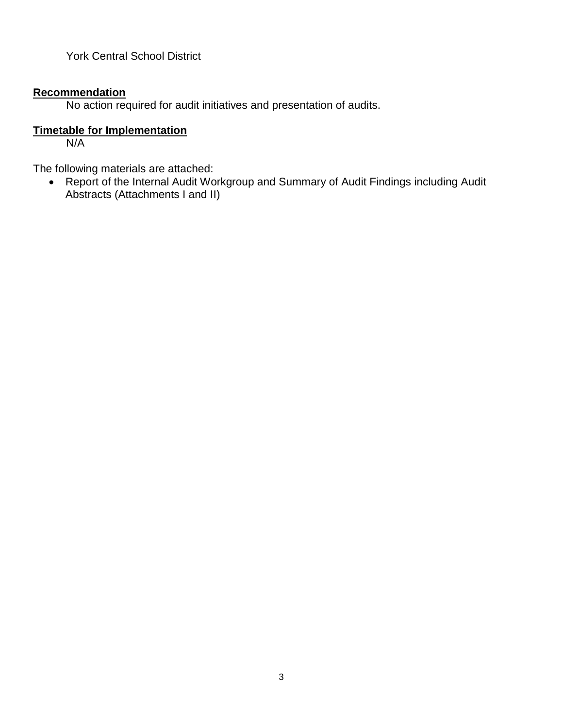York Central School District

**Recommendation**

No action required for audit initiatives and presentation of audits.

**Timetable for Implementation**

N/A

The following materials are attached:

- Report of the Internal Audit Workgroup and Summary of Audit Findings including Audit Abstracts (Attachments I and II)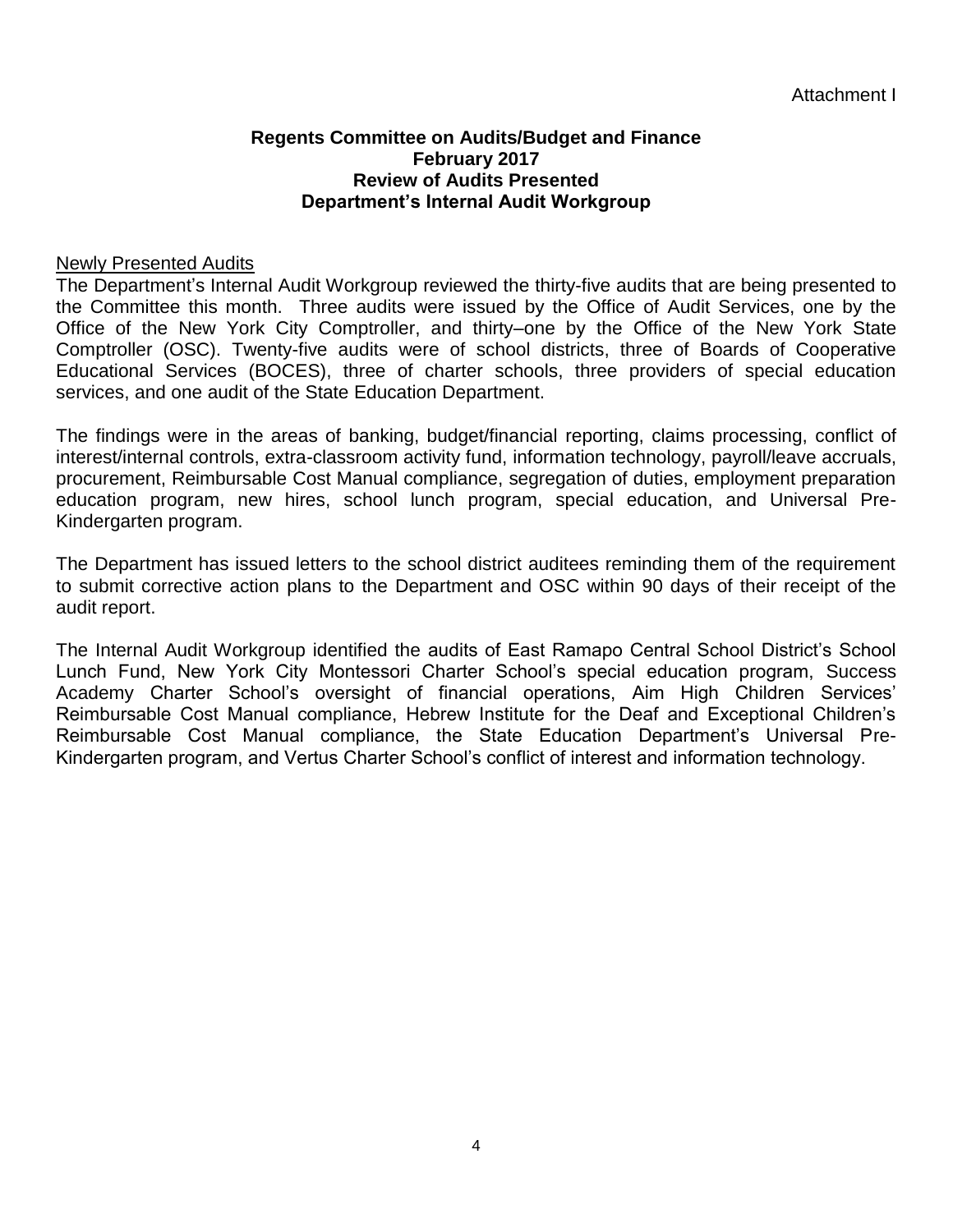Attachment I

**Regents Committee on Audits/Budget and Finance**
**February 2017**
**Review of Audits Presented**
**Department's Internal Audit Workgroup**

Newly Presented Audits

The Department's Internal Audit Workgroup reviewed the thirty-five audits that are being presented to the Committee this month. Three audits were issued by the Office of Audit Services, one by the Office of the New York City Comptroller, and thirty–one by the Office of the New York State Comptroller (OSC). Twenty-five audits were of school districts, three of Boards of Cooperative Educational Services (BOCES), three of charter schools, three providers of special education services, and one audit of the State Education Department.

The findings were in the areas of banking, budget/financial reporting, claims processing, conflict of interest/internal controls, extra-classroom activity fund, information technology, payroll/leave accruals, procurement, Reimbursable Cost Manual compliance, segregation of duties, employment preparation education program, new hires, school lunch program, special education, and Universal Pre-Kindergarten program.

The Department has issued letters to the school district auditees reminding them of the requirement to submit corrective action plans to the Department and OSC within 90 days of their receipt of the audit report.

The Internal Audit Workgroup identified the audits of East Ramapo Central School District's School Lunch Fund, New York City Montessori Charter School's special education program, Success Academy Charter School's oversight of financial operations, Aim High Children Services' Reimbursable Cost Manual compliance, Hebrew Institute for the Deaf and Exceptional Children's Reimbursable Cost Manual compliance, the State Education Department's Universal Pre-Kindergarten program, and Vertus Charter School's conflict of interest and information technology.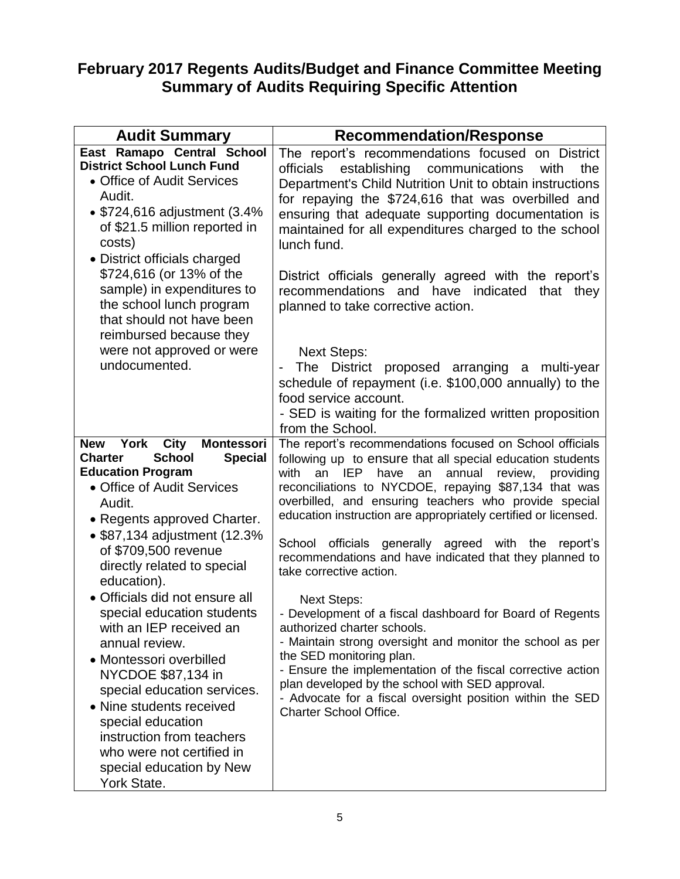# February 2017 Regents Audits/Budget and Finance Committee Meeting Summary of Audits Requiring Specific Attention

| Audit Summary | Recommendation/Response |
|---|---|
| **East Ramapo Central School District School Lunch Fund**<br>• Office of Audit Services Audit.<br>• $724,616 adjustment (3.4% of $21.5 million reported in costs)<br>• District officials charged $724,616 (or 13% of the sample) in expenditures to the school lunch program that should not have been reimbursed because they were not approved or were undocumented. | The report's recommendations focused on District officials establishing communications with the Department's Child Nutrition Unit to obtain instructions for repaying the $724,616 that was overbilled and ensuring that adequate supporting documentation is maintained for all expenditures charged to the school lunch fund.<br><br>District officials generally agreed with the report's recommendations and have indicated that they planned to take corrective action.<br><br>Next Steps:<br>- The District proposed arranging a multi-year schedule of repayment (i.e. $100,000 annually) to the food service account.<br>- SED is waiting for the formalized written proposition from the School. |
| **New York City Montessori Charter School Special Education Program**<br>• Office of Audit Services Audit.<br>• Regents approved Charter.<br>• $87,134 adjustment (12.3% of $709,500 revenue directly related to special education).<br>• Officials did not ensure all special education students with an IEP received an annual review.<br>• Montessori overbilled NYCDOE $87,134 in special education services.<br>• Nine students received special education instruction from teachers who were not certified in special education by New York State. | The report's recommendations focused on School officials following up to ensure that all special education students with an IEP have an annual review, providing reconciliations to NYCDOE, repaying $87,134 that was overbilled, and ensuring teachers who provide special education instruction are appropriately certified or licensed.<br><br>School officials generally agreed with the report's recommendations and have indicated that they planned to take corrective action.<br><br>Next Steps:<br>- Development of a fiscal dashboard for Board of Regents authorized charter schools.<br>- Maintain strong oversight and monitor the school as per the SED monitoring plan.<br>- Ensure the implementation of the fiscal corrective action plan developed by the school with SED approval.<br>- Advocate for a fiscal oversight position within the SED Charter School Office. |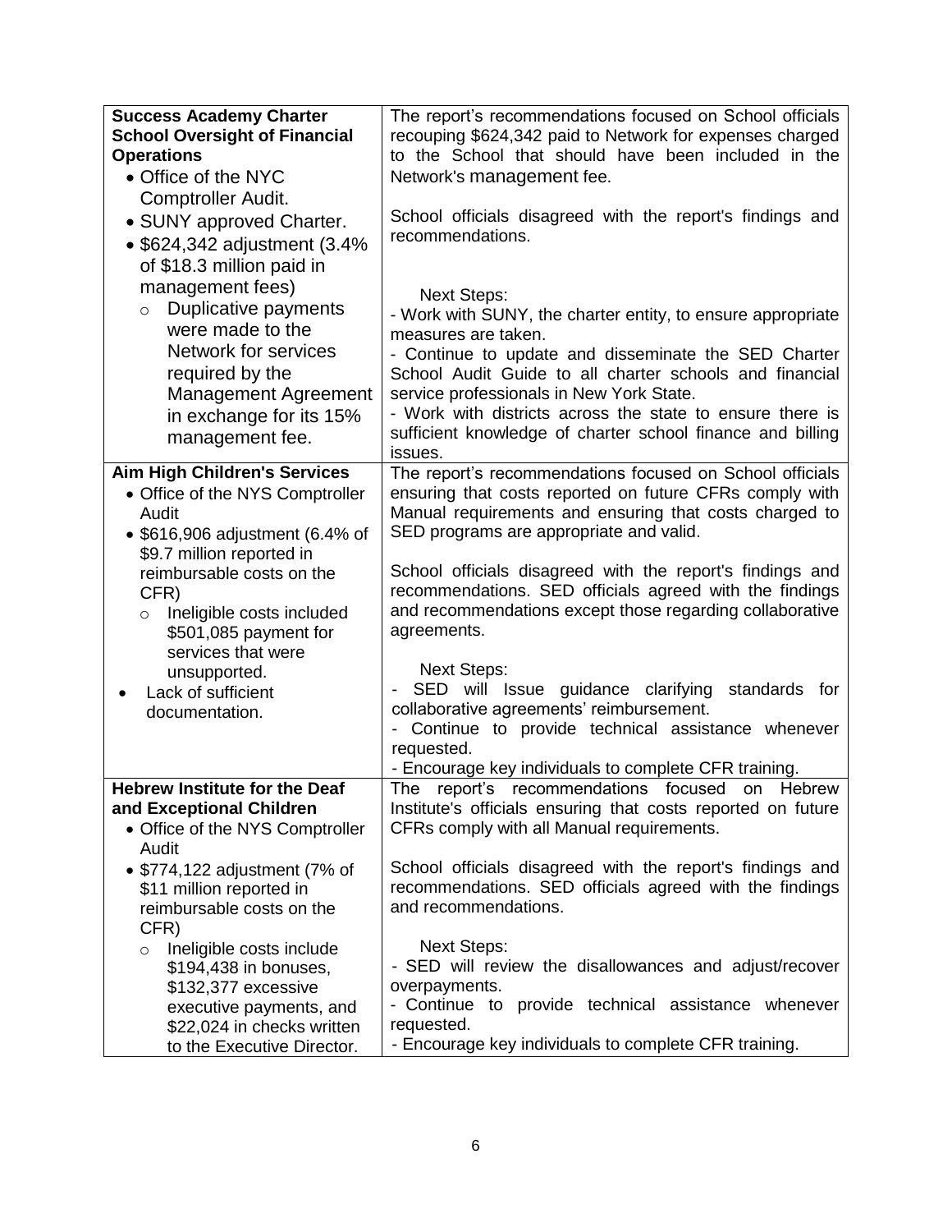| | |
|---|---|
| **Success Academy Charter School Oversight of Financial Operations**<br>• Office of the NYC Comptroller Audit.<br>• SUNY approved Charter.<br>• $624,342 adjustment (3.4% of $18.3 million paid in management fees)<br>  ○ Duplicative payments were made to the Network for services required by the Management Agreement in exchange for its 15% management fee. | The report's recommendations focused on School officials recouping $624,342 paid to Network for expenses charged to the School that should have been included in the Network's management fee.<br><br>School officials disagreed with the report's findings and recommendations.<br><br>Next Steps:<br>- Work with SUNY, the charter entity, to ensure appropriate measures are taken.<br>- Continue to update and disseminate the SED Charter School Audit Guide to all charter schools and financial service professionals in New York State.<br>- Work with districts across the state to ensure there is sufficient knowledge of charter school finance and billing issues. |
| **Aim High Children's Services**<br>• Office of the NYS Comptroller Audit<br>• $616,906 adjustment (6.4% of $9.7 million reported in reimbursable costs on the CFR)<br>  ○ Ineligible costs included $501,085 payment for services that were unsupported.<br>• Lack of sufficient documentation. | The report's recommendations focused on School officials ensuring that costs reported on future CFRs comply with Manual requirements and ensuring that costs charged to SED programs are appropriate and valid.<br><br>School officials disagreed with the report's findings and recommendations. SED officials agreed with the findings and recommendations except those regarding collaborative agreements.<br><br>Next Steps:<br>- SED will Issue guidance clarifying standards for collaborative agreements' reimbursement.<br>- Continue to provide technical assistance whenever requested.<br>- Encourage key individuals to complete CFR training. |
| **Hebrew Institute for the Deaf and Exceptional Children**<br>• Office of the NYS Comptroller Audit<br>• $774,122 adjustment (7% of $11 million reported in reimbursable costs on the CFR)<br>  ○ Ineligible costs include $194,438 in bonuses, $132,377 excessive executive payments, and $22,024 in checks written to the Executive Director. | The report's recommendations focused on Hebrew Institute's officials ensuring that costs reported on future CFRs comply with all Manual requirements.<br><br>School officials disagreed with the report's findings and recommendations. SED officials agreed with the findings and recommendations.<br><br>Next Steps:<br>- SED will review the disallowances and adjust/recover overpayments.<br>- Continue to provide technical assistance whenever requested.<br>- Encourage key individuals to complete CFR training. |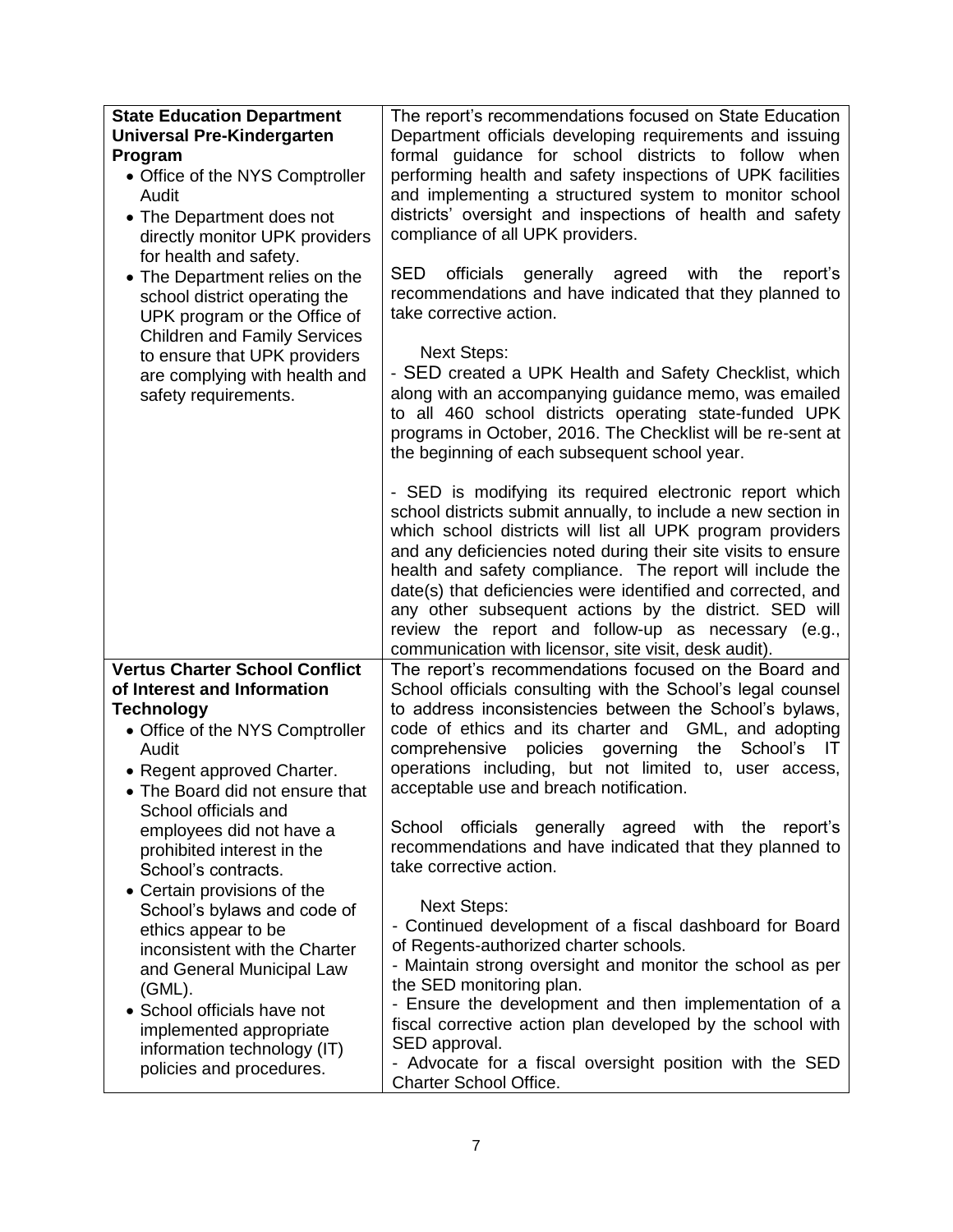| | |
|---|---|
| **State Education Department Universal Pre-Kindergarten Program**<br>• Office of the NYS Comptroller Audit<br>• The Department does not directly monitor UPK providers for health and safety.<br>• The Department relies on the school district operating the UPK program or the Office of Children and Family Services to ensure that UPK providers are complying with health and safety requirements. | The report's recommendations focused on State Education Department officials developing requirements and issuing formal guidance for school districts to follow when performing health and safety inspections of UPK facilities and implementing a structured system to monitor school districts' oversight and inspections of health and safety compliance of all UPK providers.<br><br>SED officials generally agreed with the report's recommendations and have indicated that they planned to take corrective action.<br><br>Next Steps:<br>- SED created a UPK Health and Safety Checklist, which along with an accompanying guidance memo, was emailed to all 460 school districts operating state-funded UPK programs in October, 2016. The Checklist will be re-sent at the beginning of each subsequent school year.<br><br>- SED is modifying its required electronic report which school districts submit annually, to include a new section in which school districts will list all UPK program providers and any deficiencies noted during their site visits to ensure health and safety compliance. The report will include the date(s) that deficiencies were identified and corrected, and any other subsequent actions by the district. SED will review the report and follow-up as necessary (e.g., communication with licensor, site visit, desk audit). |
| **Vertus Charter School Conflict of Interest and Information Technology**<br>• Office of the NYS Comptroller Audit<br>• Regent approved Charter.<br>• The Board did not ensure that School officials and employees did not have a prohibited interest in the School's contracts.<br>• Certain provisions of the School's bylaws and code of ethics appear to be inconsistent with the Charter and General Municipal Law (GML).<br>• School officials have not implemented appropriate information technology (IT) policies and procedures. | The report's recommendations focused on the Board and School officials consulting with the School's legal counsel to address inconsistencies between the School's bylaws, code of ethics and its charter and GML, and adopting comprehensive policies governing the School's IT operations including, but not limited to, user access, acceptable use and breach notification.<br><br>School officials generally agreed with the report's recommendations and have indicated that they planned to take corrective action.<br><br>Next Steps:<br>- Continued development of a fiscal dashboard for Board of Regents-authorized charter schools.<br>- Maintain strong oversight and monitor the school as per the SED monitoring plan.<br>- Ensure the development and then implementation of a fiscal corrective action plan developed by the school with SED approval.<br>- Advocate for a fiscal oversight position with the SED Charter School Office. |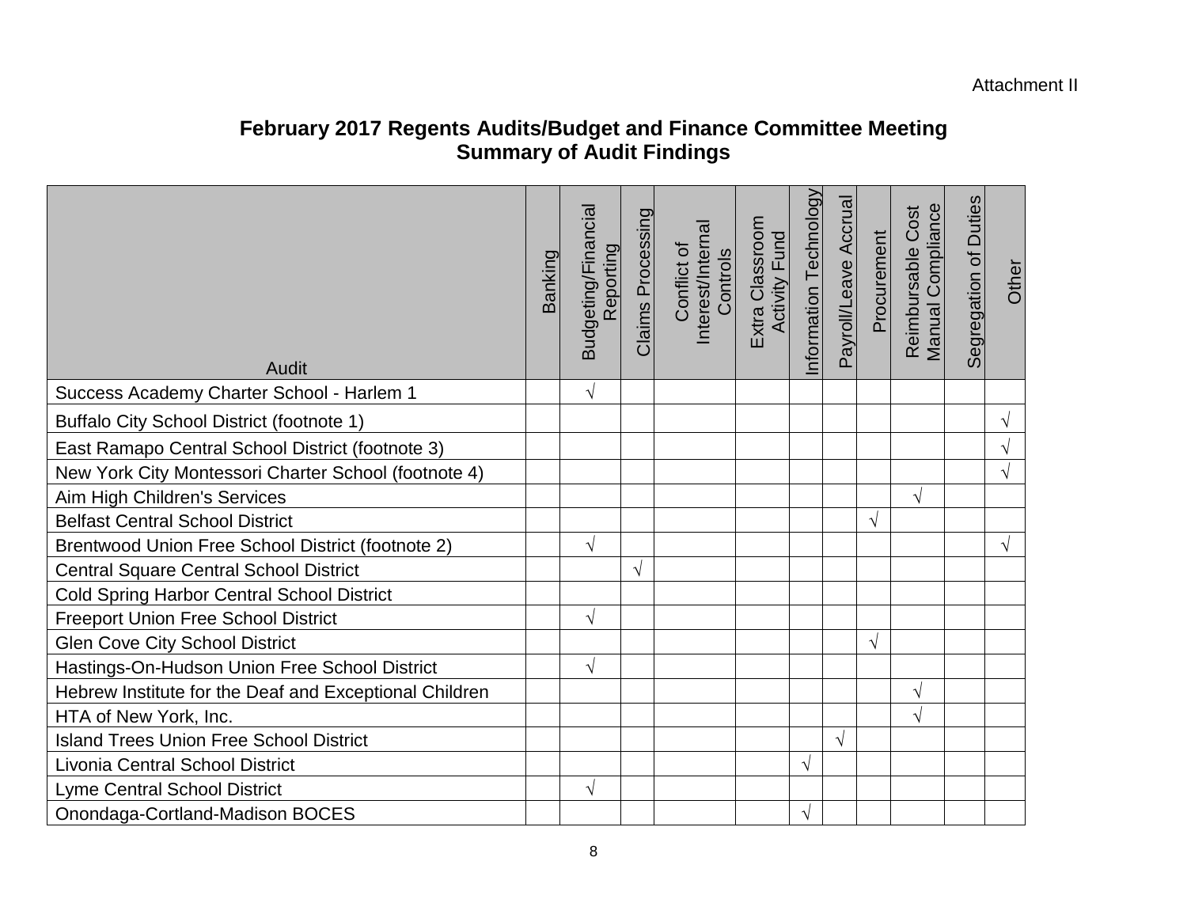Attachment II

# February 2017 Regents Audits/Budget and Finance Committee Meeting
## Summary of Audit Findings

| Audit | Banking | Budgeting/Financial Reporting | Claims Processing | Conflict of Interest/Internal Controls | Extra Classroom Activity Fund | Information Technology | Payroll/Leave Accrual | Procurement | Reimbursable Cost Manual Compliance | Segregation of Duties | Other |
|---|---|---|---|---|---|---|---|---|---|---|---|
| Success Academy Charter School - Harlem 1 | | √ | | | | | | | | | |
| Buffalo City School District (footnote 1) | | | | | | | | | | | √ |
| East Ramapo Central School District (footnote 3) | | | | | | | | | | | √ |
| New York City Montessori Charter School (footnote 4) | | | | | | | | | | | √ |
| Aim High Children's Services | | | | | | | | | √ | | |
| Belfast Central School District | | | | | | | | √ | | | |
| Brentwood Union Free School District (footnote 2) | | √ | | | | | | | | | √ |
| Central Square Central School District | | | √ | | | | | | | | |
| Cold Spring Harbor Central School District | | | | | | | | | | | |
| Freeport Union Free School District | | √ | | | | | | | | | |
| Glen Cove City School District | | | | | | | | √ | | | |
| Hastings-On-Hudson Union Free School District | | √ | | | | | | | | | |
| Hebrew Institute for the Deaf and Exceptional Children | | | | | | | | | √ | | |
| HTA of New York, Inc. | | | | | | | | | √ | | |
| Island Trees Union Free School District | | | | | | | √ | | | | |
| Livonia Central School District | | | | | | √ | | | | | |
| Lyme Central School District | | √ | | | | | | | | | |
| Onondaga-Cortland-Madison BOCES | | | | | | √ | | | | | |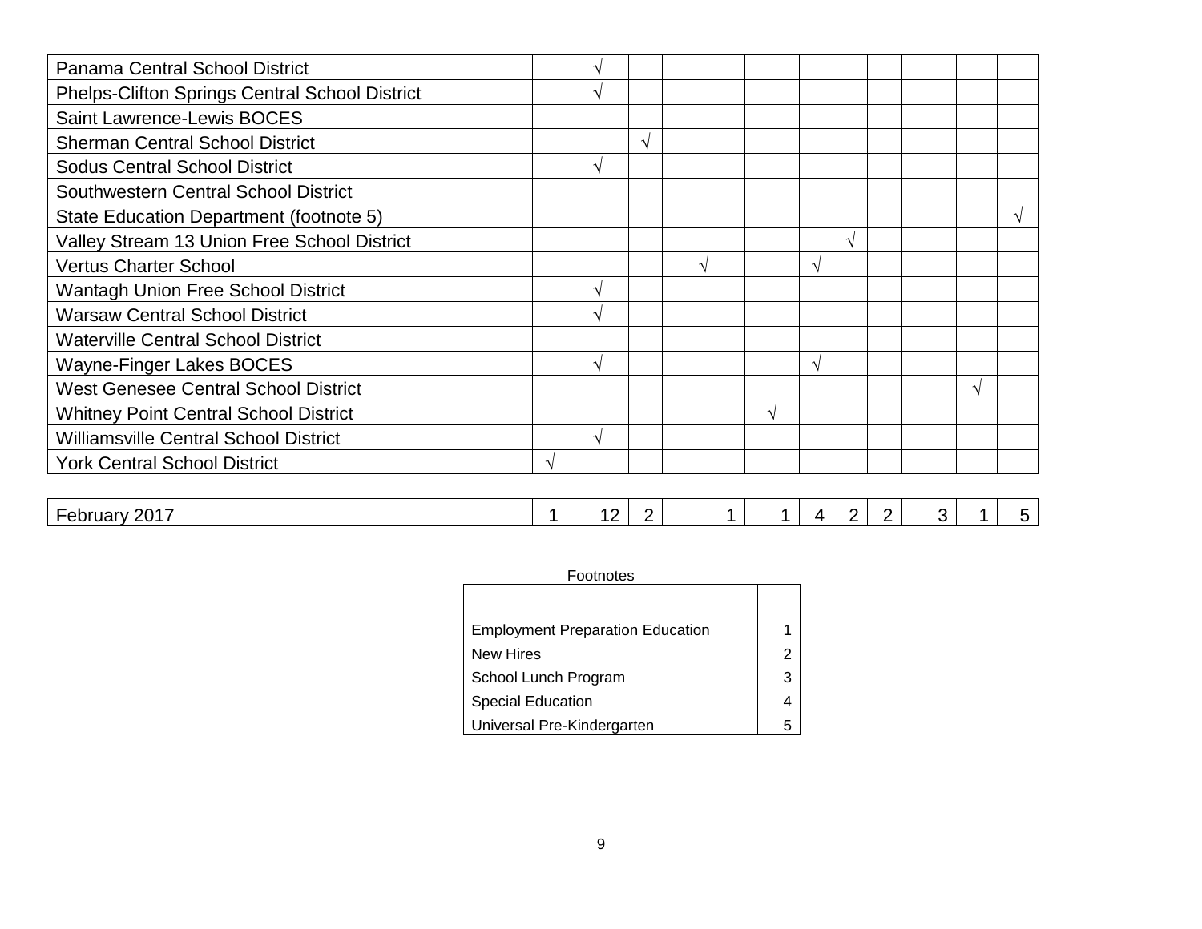| | | | | | | | | | | | |
|---|---|---|---|---|---|---|---|---|---|---|---|
| Panama Central School District | | √ | | | | | | | | | |
| Phelps-Clifton Springs Central School District | | √ | | | | | | | | | |
| Saint Lawrence-Lewis BOCES | | | | | | | | | | | |
| Sherman Central School District | | | √ | | | | | | | | |
| Sodus Central School District | | √ | | | | | | | | | |
| Southwestern Central School District | | | | | | | | | | | |
| State Education Department (footnote 5) | | | | | | | | | | | √ |
| Valley Stream 13 Union Free School District | | | | | | | √ | | | | |
| Vertus Charter School | | | | √ | | √ | | | | | |
| Wantagh Union Free School District | | √ | | | | | | | | | |
| Warsaw Central School District | | √ | | | | | | | | | |
| Waterville Central School District | | | | | | | | | | | |
| Wayne-Finger Lakes BOCES | | √ | | | | √ | | | | | |
| West Genesee Central School District | | | | | | | | | | √ | |
| Whitney Point Central School District | | | | | √ | | | | | | |
| Williamsville Central School District | | √ | | | | | | | | | |
| York Central School District | √ | | | | | | | | | | |
| | | | | | | | | | | | |
| February 2017 | 1 | 12 | 2 | 1 | 1 | 4 | 2 | 2 | 3 | 1 | 5 |

Footnotes

| | |
|---|---|
| Employment Preparation Education | 1 |
| New Hires | 2 |
| School Lunch Program | 3 |
| Special Education | 4 |
| Universal Pre-Kindergarten | 5 |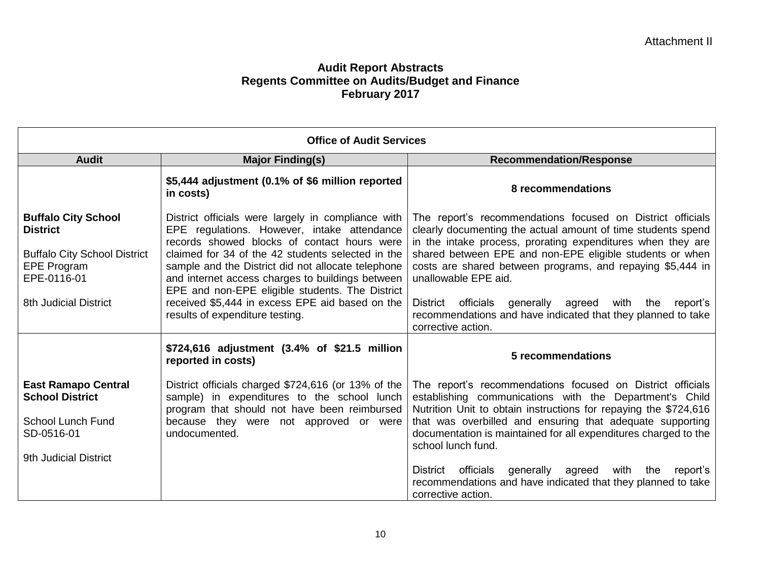Attachment II

**Audit Report Abstracts**
**Regents Committee on Audits/Budget and Finance**
**February 2017**

| Office of Audit Services | | |
|---|---|---|
| **Audit** | **Major Finding(s)** | **Recommendation/Response** |
| **Buffalo City School District**<br><br>Buffalo City School District EPE Program EPE-0116-01<br><br>8th Judicial District | **$5,444 adjustment (0.1% of $6 million reported in costs)**<br><br>District officials were largely in compliance with EPE regulations. However, intake attendance records showed blocks of contact hours were claimed for 34 of the 42 students selected in the sample and the District did not allocate telephone and internet access charges to buildings between EPE and non-EPE eligible students. The District received $5,444 in excess EPE aid based on the results of expenditure testing. | **8 recommendations**<br><br>The report's recommendations focused on District officials clearly documenting the actual amount of time students spend in the intake process, prorating expenditures when they are shared between EPE and non-EPE eligible students or when costs are shared between programs, and repaying $5,444 in unallowable EPE aid.<br><br>District officials generally agreed with the report's recommendations and have indicated that they planned to take corrective action. |
| **East Ramapo Central School District**<br><br>School Lunch Fund SD-0516-01<br><br>9th Judicial District | **$724,616 adjustment (3.4% of $21.5 million reported in costs)**<br><br>District officials charged $724,616 (or 13% of the sample) in expenditures to the school lunch program that should not have been reimbursed because they were not approved or were undocumented. | **5 recommendations**<br><br>The report's recommendations focused on District officials establishing communications with the Department's Child Nutrition Unit to obtain instructions for repaying the $724,616 that was overbilled and ensuring that adequate supporting documentation is maintained for all expenditures charged to the school lunch fund.<br><br>District officials generally agreed with the report's recommendations and have indicated that they planned to take corrective action. |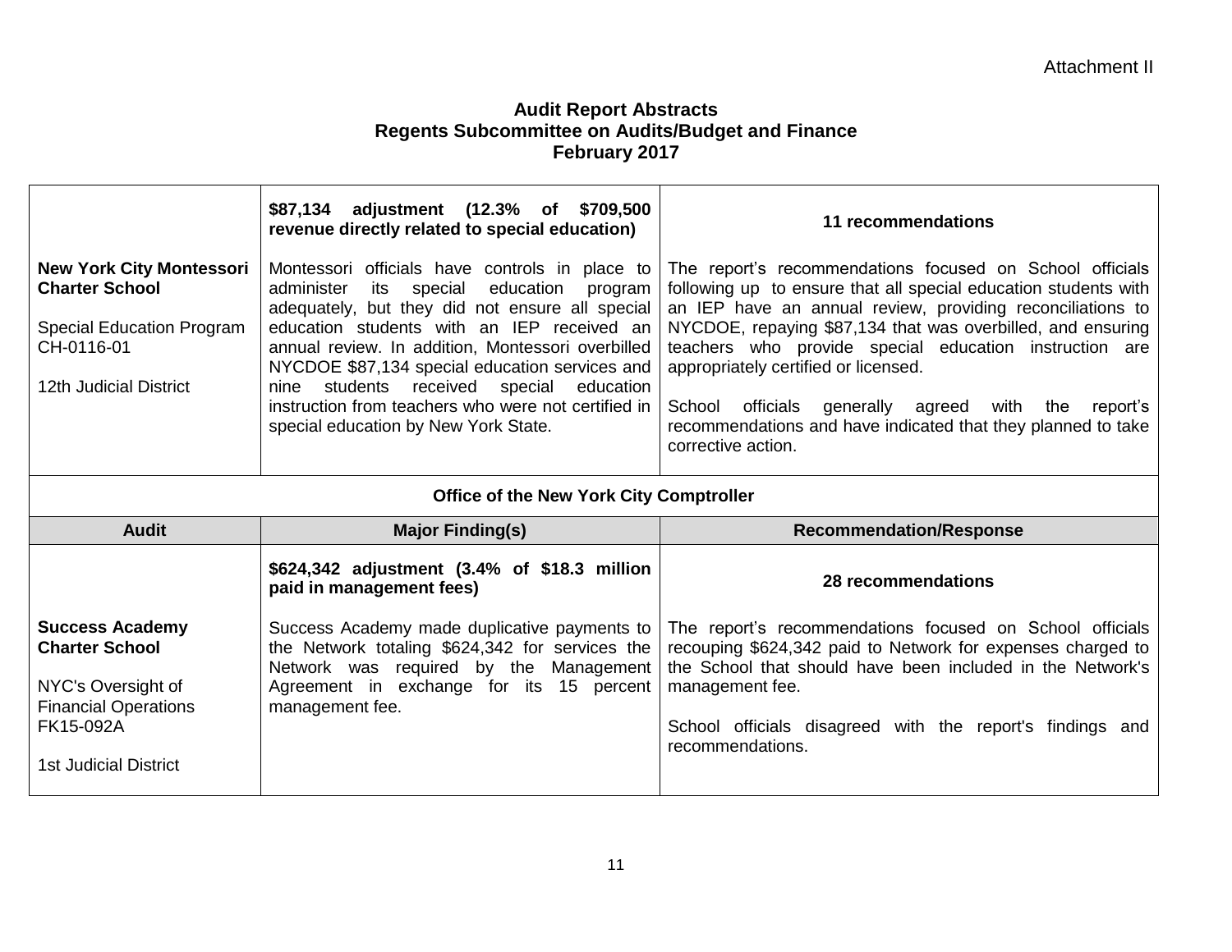Attachment II

**Audit Report Abstracts**
**Regents Subcommittee on Audits/Budget and Finance**
**February 2017**

| | | |
|---|---|---|
| **New York City Montessori Charter School**<br><br>Special Education Program<br>CH-0116-01<br><br>12th Judicial District | **$87,134 adjustment (12.3% of $709,500 revenue directly related to special education)**<br><br>Montessori officials have controls in place to administer its special education program adequately, but they did not ensure all special education students with an IEP received an annual review. In addition, Montessori overbilled NYCDOE $87,134 special education services and nine students received special education instruction from teachers who were not certified in special education by New York State. | **11 recommendations**<br><br>The report's recommendations focused on School officials following up to ensure that all special education students with an IEP have an annual review, providing reconciliations to NYCDOE, repaying $87,134 that was overbilled, and ensuring teachers who provide special education instruction are appropriately certified or licensed.<br><br>School officials generally agreed with the report's recommendations and have indicated that they planned to take corrective action. |

**Office of the New York City Comptroller**

| Audit | Major Finding(s) | Recommendation/Response |
|---|---|---|
| **Success Academy Charter School**<br><br>NYC's Oversight of Financial Operations<br>FK15-092A<br><br>1st Judicial District | **$624,342 adjustment (3.4% of $18.3 million paid in management fees)**<br><br>Success Academy made duplicative payments to the Network totaling $624,342 for services the Network was required by the Management Agreement in exchange for its 15 percent management fee. | **28 recommendations**<br><br>The report's recommendations focused on School officials recouping $624,342 paid to Network for expenses charged to the School that should have been included in the Network's management fee.<br><br>School officials disagreed with the report's findings and recommendations. |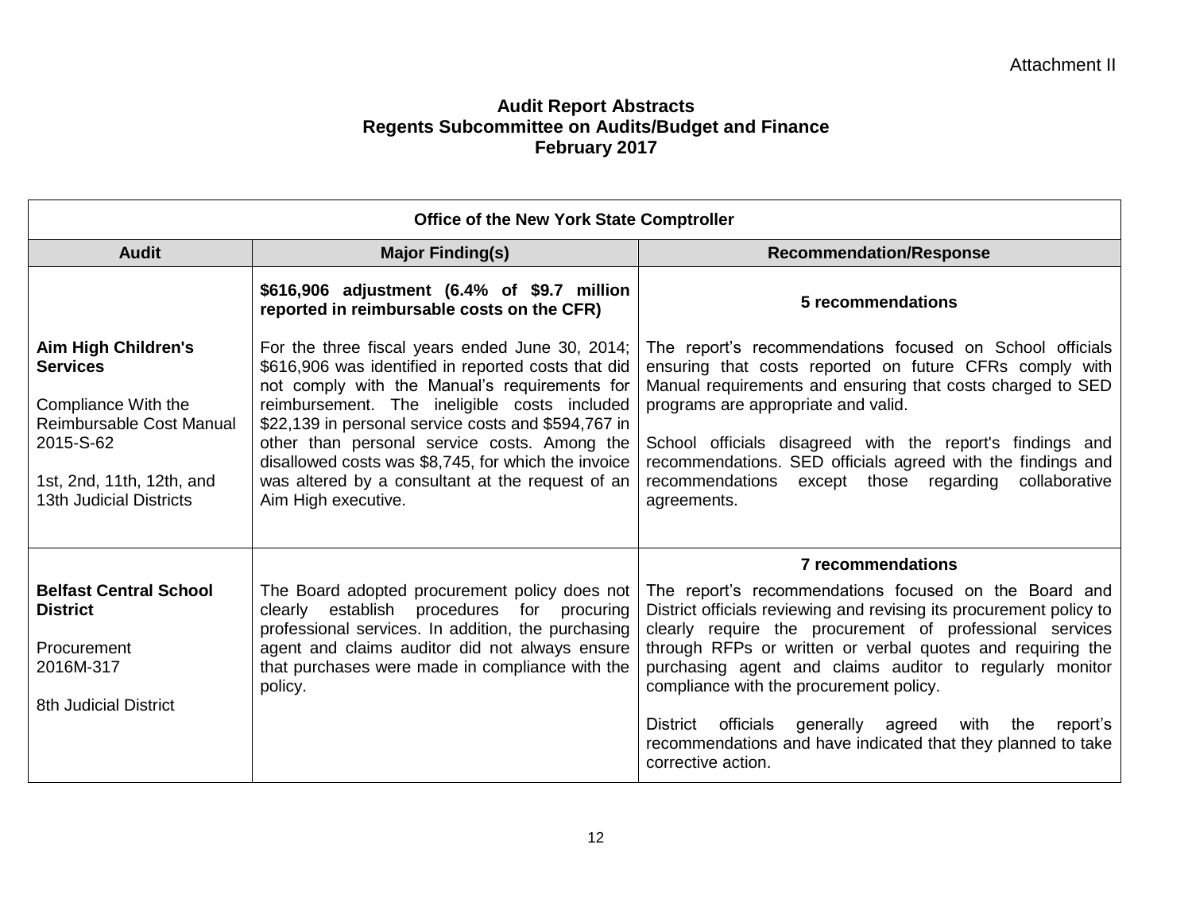Attachment II

# Audit Report Abstracts
## Regents Subcommittee on Audits/Budget and Finance
## February 2017

| Office of the New York State Comptroller | | |
|---|---|---|
| **Audit** | **Major Finding(s)** | **Recommendation/Response** |
| **Aim High Children's Services**<br><br>Compliance With the Reimbursable Cost Manual<br>2015-S-62<br><br>1st, 2nd, 11th, 12th, and 13th Judicial Districts | **$616,906 adjustment (6.4% of $9.7 million reported in reimbursable costs on the CFR)**<br><br>For the three fiscal years ended June 30, 2014; $616,906 was identified in reported costs that did not comply with the Manual's requirements for reimbursement. The ineligible costs included $22,139 in personal service costs and $594,767 in other than personal service costs. Among the disallowed costs was $8,745, for which the invoice was altered by a consultant at the request of an Aim High executive. | **5 recommendations**<br><br>The report's recommendations focused on School officials ensuring that costs reported on future CFRs comply with Manual requirements and ensuring that costs charged to SED programs are appropriate and valid.<br><br>School officials disagreed with the report's findings and recommendations. SED officials agreed with the findings and recommendations except those regarding collaborative agreements. |
| **Belfast Central School District**<br><br>Procurement<br>2016M-317<br><br>8th Judicial District | The Board adopted procurement policy does not clearly establish procedures for procuring professional services. In addition, the purchasing agent and claims auditor did not always ensure that purchases were made in compliance with the policy. | **7 recommendations**<br><br>The report's recommendations focused on the Board and District officials reviewing and revising its procurement policy to clearly require the procurement of professional services through RFPs or written or verbal quotes and requiring the purchasing agent and claims auditor to regularly monitor compliance with the procurement policy.<br><br>District officials generally agreed with the report's recommendations and have indicated that they planned to take corrective action. |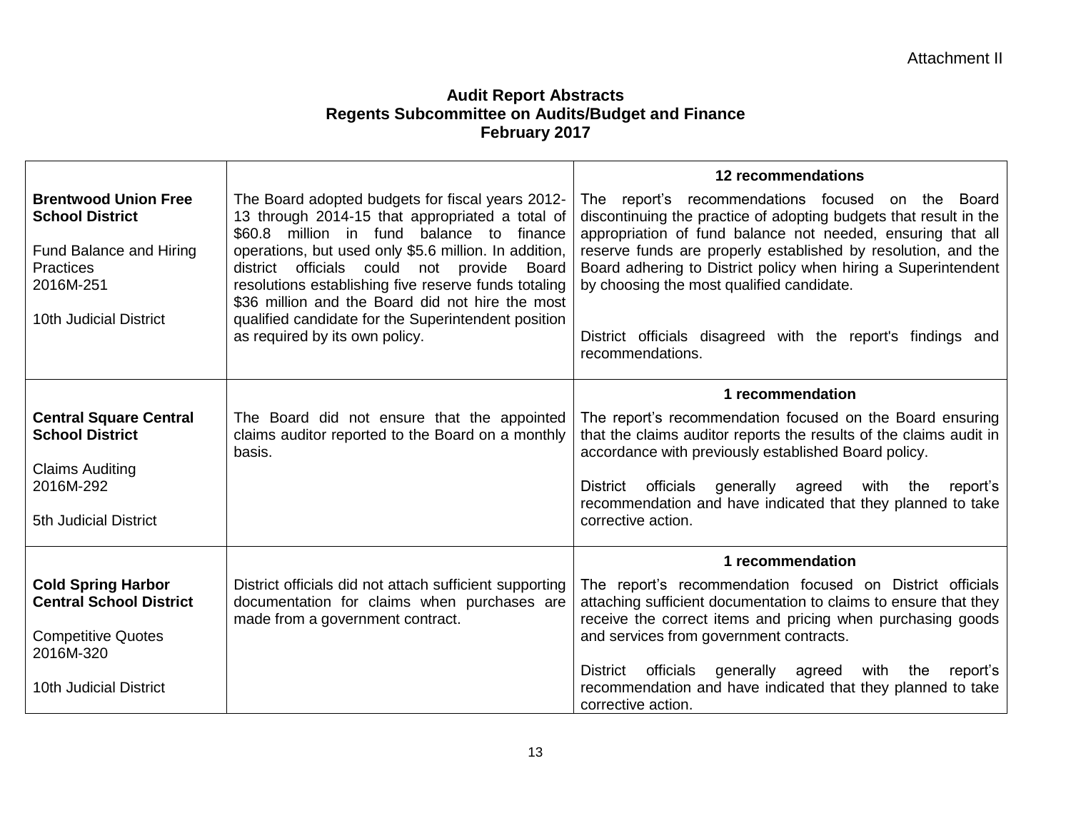Attachment II

# Audit Report Abstracts
## Regents Subcommittee on Audits/Budget and Finance
## February 2017

| | | |
|---|---|---|
| **Brentwood Union Free School District**<br><br>Fund Balance and Hiring Practices<br>2016M-251<br><br>10th Judicial District | The Board adopted budgets for fiscal years 2012-13 through 2014-15 that appropriated a total of $60.8 million in fund balance to finance operations, but used only $5.6 million. In addition, district officials could not provide Board resolutions establishing five reserve funds totaling $36 million and the Board did not hire the most qualified candidate for the Superintendent position as required by its own policy. | **12 recommendations**<br><br>The report's recommendations focused on the Board discontinuing the practice of adopting budgets that result in the appropriation of fund balance not needed, ensuring that all reserve funds are properly established by resolution, and the Board adhering to District policy when hiring a Superintendent by choosing the most qualified candidate.<br><br>District officials disagreed with the report's findings and recommendations. |
| **Central Square Central School District**<br><br>Claims Auditing<br>2016M-292<br><br>5th Judicial District | The Board did not ensure that the appointed claims auditor reported to the Board on a monthly basis. | **1 recommendation**<br><br>The report's recommendation focused on the Board ensuring that the claims auditor reports the results of the claims audit in accordance with previously established Board policy.<br><br>District officials generally agreed with the report's recommendation and have indicated that they planned to take corrective action. |
| **Cold Spring Harbor Central School District**<br><br>Competitive Quotes<br>2016M-320<br><br>10th Judicial District | District officials did not attach sufficient supporting documentation for claims when purchases are made from a government contract. | **1 recommendation**<br><br>The report's recommendation focused on District officials attaching sufficient documentation to claims to ensure that they receive the correct items and pricing when purchasing goods and services from government contracts.<br><br>District officials generally agreed with the report's recommendation and have indicated that they planned to take corrective action. |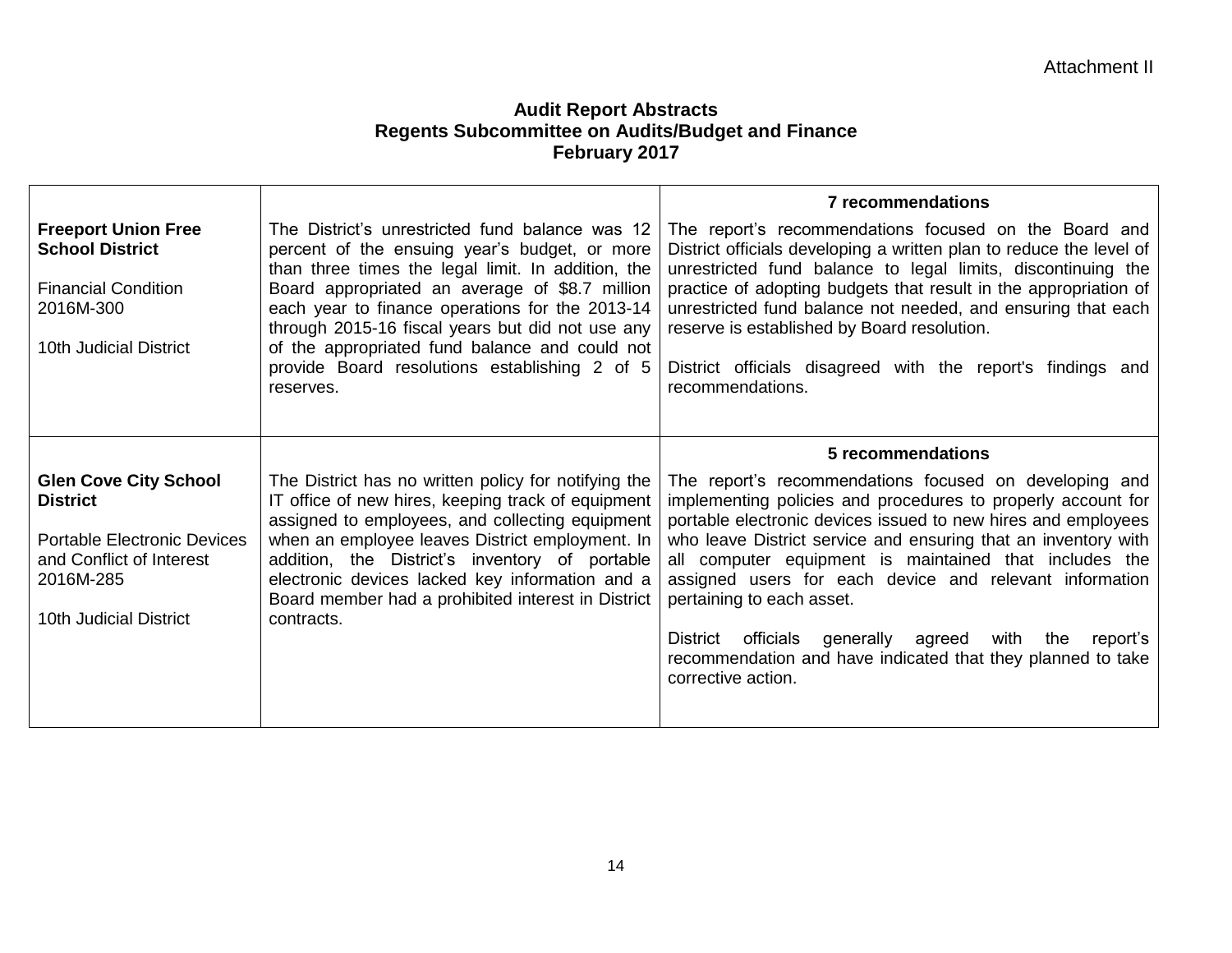Attachment II

**Audit Report Abstracts**
**Regents Subcommittee on Audits/Budget and Finance**
**February 2017**

| | | |
|---|---|---|
| **Freeport Union Free School District**<br><br>Financial Condition<br>2016M-300<br><br>10th Judicial District | The District's unrestricted fund balance was 12 percent of the ensuing year's budget, or more than three times the legal limit. In addition, the Board appropriated an average of $8.7 million each year to finance operations for the 2013-14 through 2015-16 fiscal years but did not use any of the appropriated fund balance and could not provide Board resolutions establishing 2 of 5 reserves. | **7 recommendations**<br><br>The report's recommendations focused on the Board and District officials developing a written plan to reduce the level of unrestricted fund balance to legal limits, discontinuing the practice of adopting budgets that result in the appropriation of unrestricted fund balance not needed, and ensuring that each reserve is established by Board resolution.<br><br>District officials disagreed with the report's findings and recommendations. |
| **Glen Cove City School District**<br><br>Portable Electronic Devices and Conflict of Interest<br>2016M-285<br><br>10th Judicial District | The District has no written policy for notifying the IT office of new hires, keeping track of equipment assigned to employees, and collecting equipment when an employee leaves District employment. In addition, the District's inventory of portable electronic devices lacked key information and a Board member had a prohibited interest in District contracts. | **5 recommendations**<br><br>The report's recommendations focused on developing and implementing policies and procedures to properly account for portable electronic devices issued to new hires and employees who leave District service and ensuring that an inventory with all computer equipment is maintained that includes the assigned users for each device and relevant information pertaining to each asset.<br><br>District officials generally agreed with the report's recommendation and have indicated that they planned to take corrective action. |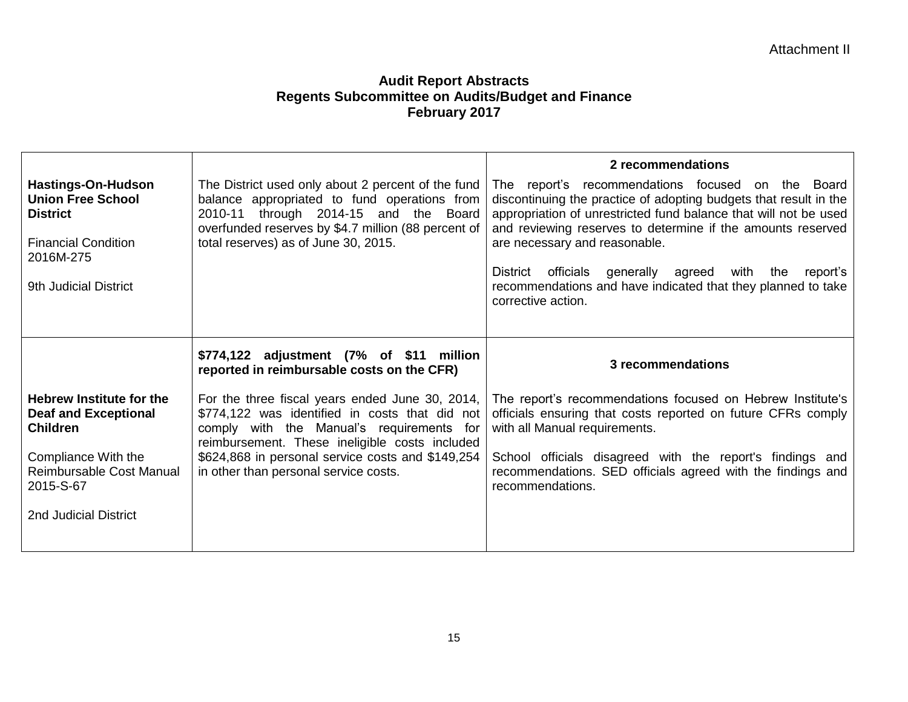Attachment II

## Audit Report Abstracts
## Regents Subcommittee on Audits/Budget and Finance
## February 2017

| | | |
|---|---|---|
| **Hastings-On-Hudson Union Free School District**<br><br>Financial Condition<br>2016M-275<br><br>9th Judicial District | The District used only about 2 percent of the fund balance appropriated to fund operations from 2010-11 through 2014-15 and the Board overfunded reserves by $4.7 million (88 percent of total reserves) as of June 30, 2015. | **2 recommendations**<br><br>The report's recommendations focused on the Board discontinuing the practice of adopting budgets that result in the appropriation of unrestricted fund balance that will not be used and reviewing reserves to determine if the amounts reserved are necessary and reasonable.<br><br>District officials generally agreed with the report's recommendations and have indicated that they planned to take corrective action. |
| **Hebrew Institute for the Deaf and Exceptional Children**<br><br>Compliance With the Reimbursable Cost Manual<br>2015-S-67<br><br>2nd Judicial District | **$774,122 adjustment (7% of $11 million reported in reimbursable costs on the CFR)**<br><br>For the three fiscal years ended June 30, 2014, $774,122 was identified in costs that did not comply with the Manual's requirements for reimbursement. These ineligible costs included $624,868 in personal service costs and $149,254 in other than personal service costs. | **3 recommendations**<br><br>The report's recommendations focused on Hebrew Institute's officials ensuring that costs reported on future CFRs comply with all Manual requirements.<br><br>School officials disagreed with the report's findings and recommendations. SED officials agreed with the findings and recommendations. |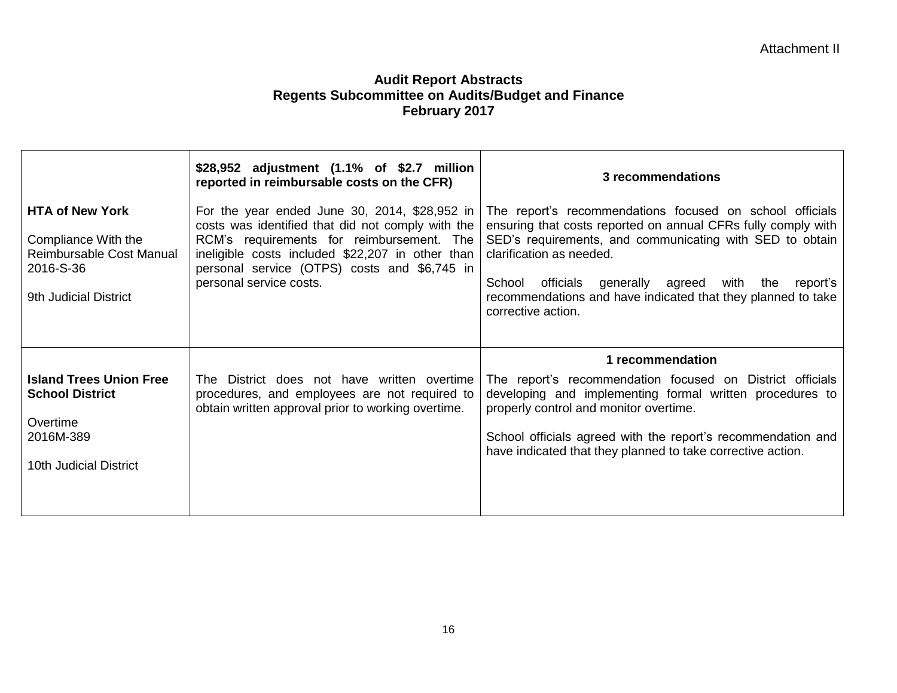Attachment II

# Audit Report Abstracts
## Regents Subcommittee on Audits/Budget and Finance
## February 2017

| | | |
|---|---|---|
| **HTA of New York**<br><br>Compliance With the Reimbursable Cost Manual<br>2016-S-36<br><br>9th Judicial District | **$28,952 adjustment (1.1% of $2.7 million reported in reimbursable costs on the CFR)**<br><br>For the year ended June 30, 2014, $28,952 in costs was identified that did not comply with the RCM's requirements for reimbursement. The ineligible costs included $22,207 in other than personal service (OTPS) costs and $6,745 in personal service costs. | **3 recommendations**<br><br>The report's recommendations focused on school officials ensuring that costs reported on annual CFRs fully comply with SED's requirements, and communicating with SED to obtain clarification as needed.<br><br>School officials generally agreed with the report's recommendations and have indicated that they planned to take corrective action. |
| **Island Trees Union Free School District**<br><br>Overtime<br>2016M-389<br><br>10th Judicial District | The District does not have written overtime procedures, and employees are not required to obtain written approval prior to working overtime. | **1 recommendation**<br><br>The report's recommendation focused on District officials developing and implementing formal written procedures to properly control and monitor overtime.<br><br>School officials agreed with the report's recommendation and have indicated that they planned to take corrective action. |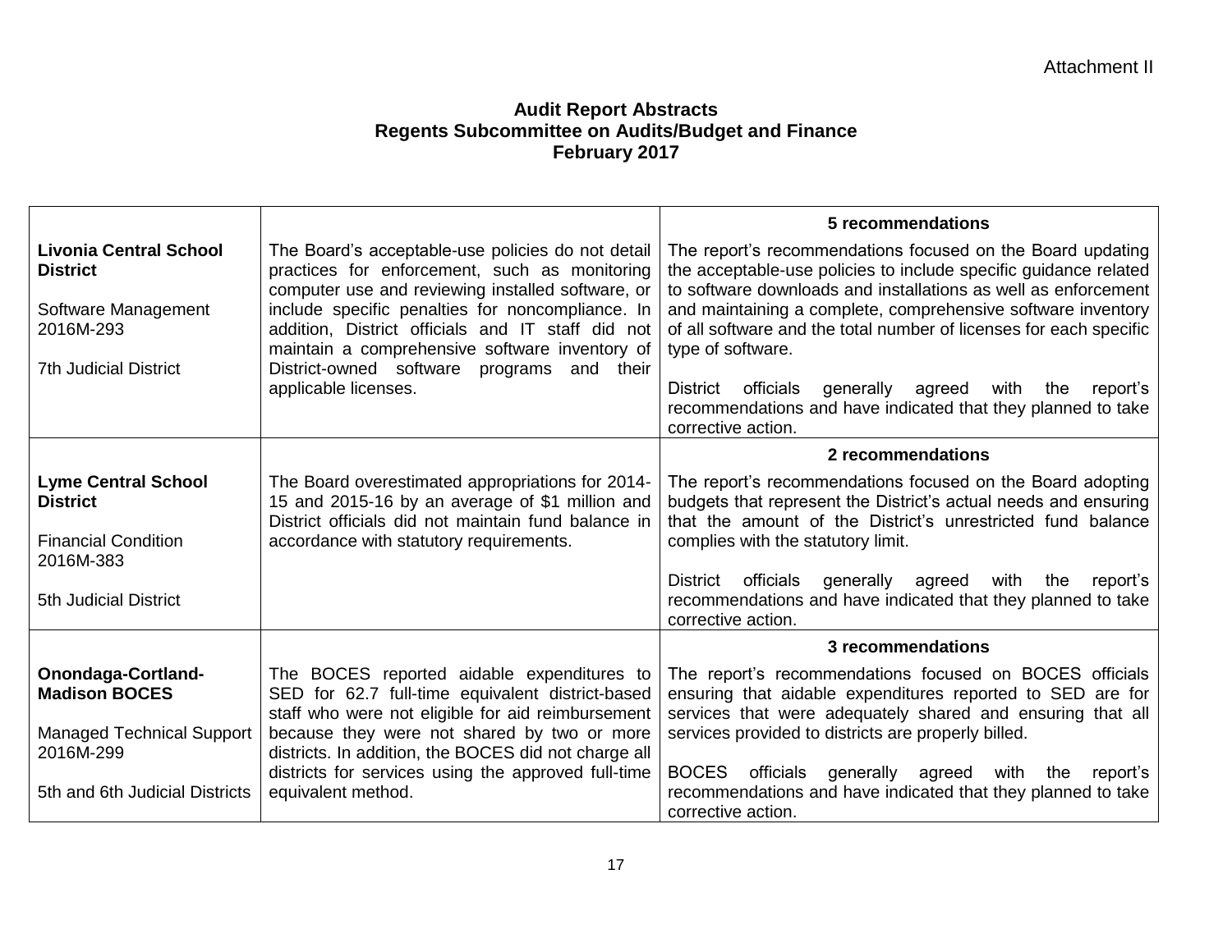Attachment II

**Audit Report Abstracts**
**Regents Subcommittee on Audits/Budget and Finance**
**February 2017**

| | | |
|---|---|---|
| | | **5 recommendations** |
| **Livonia Central School District**<br><br>Software Management<br>2016M-293<br><br>7th Judicial District | The Board's acceptable-use policies do not detail practices for enforcement, such as monitoring computer use and reviewing installed software, or include specific penalties for noncompliance. In addition, District officials and IT staff did not maintain a comprehensive software inventory of District-owned software programs and their applicable licenses. | The report's recommendations focused on the Board updating the acceptable-use policies to include specific guidance related to software downloads and installations as well as enforcement and maintaining a complete, comprehensive software inventory of all software and the total number of licenses for each specific type of software.<br><br>District officials generally agreed with the report's recommendations and have indicated that they planned to take corrective action. |
| | | **2 recommendations** |
| **Lyme Central School District**<br><br>Financial Condition<br>2016M-383<br><br>5th Judicial District | The Board overestimated appropriations for 2014-15 and 2015-16 by an average of $1 million and District officials did not maintain fund balance in accordance with statutory requirements. | The report's recommendations focused on the Board adopting budgets that represent the District's actual needs and ensuring that the amount of the District's unrestricted fund balance complies with the statutory limit.<br><br>District officials generally agreed with the report's recommendations and have indicated that they planned to take corrective action. |
| | | **3 recommendations** |
| **Onondaga-Cortland-Madison BOCES**<br><br>Managed Technical Support<br>2016M-299<br><br>5th and 6th Judicial Districts | The BOCES reported aidable expenditures to SED for 62.7 full-time equivalent district-based staff who were not eligible for aid reimbursement because they were not shared by two or more districts. In addition, the BOCES did not charge all districts for services using the approved full-time equivalent method. | The report's recommendations focused on BOCES officials ensuring that aidable expenditures reported to SED are for services that were adequately shared and ensuring that all services provided to districts are properly billed.<br><br>BOCES officials generally agreed with the report's recommendations and have indicated that they planned to take corrective action. |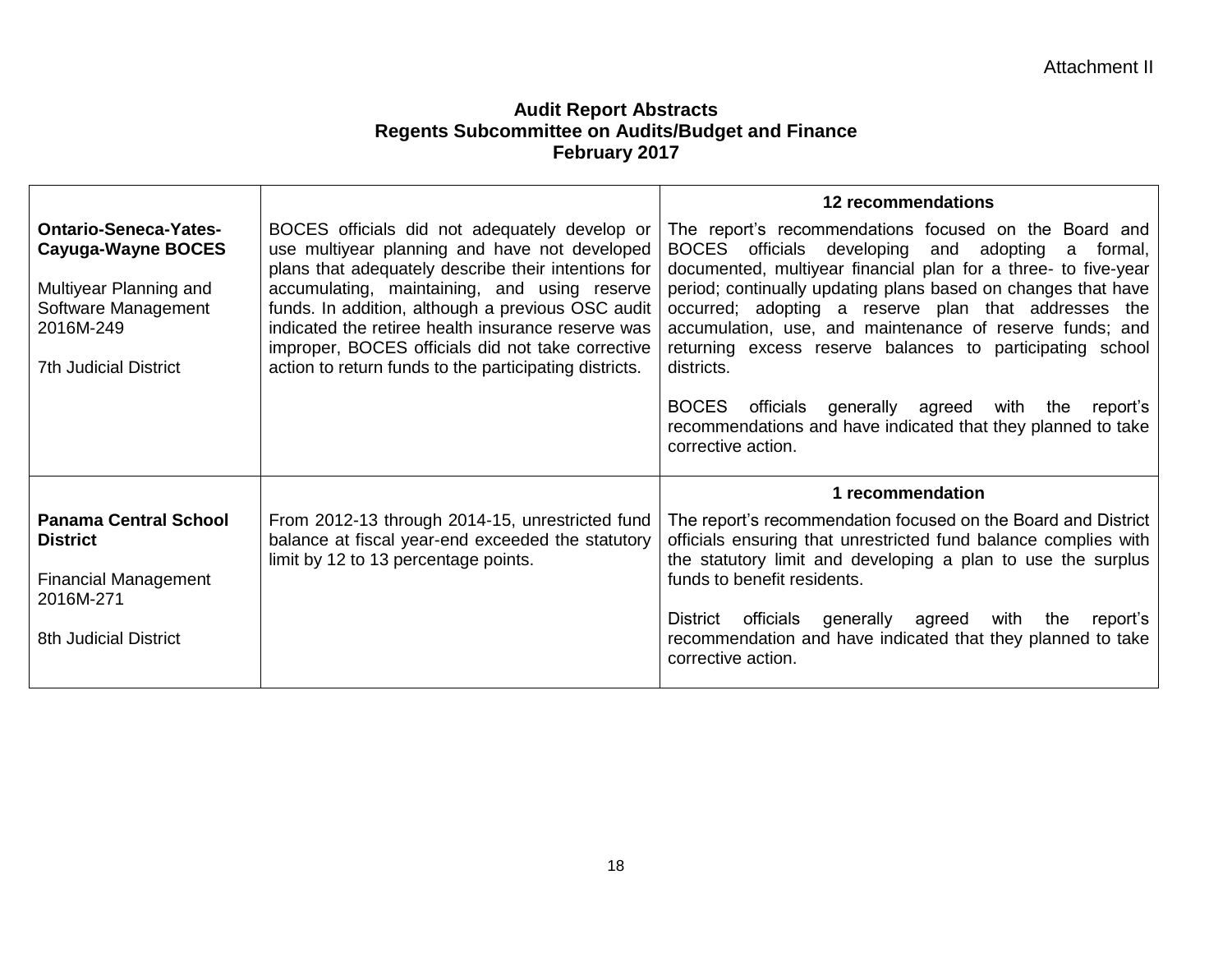Attachment II

**Audit Report Abstracts**
**Regents Subcommittee on Audits/Budget and Finance**
**February 2017**

| | | |
|---|---|---|
| **Ontario-Seneca-Yates-Cayuga-Wayne BOCES**<br><br>Multiyear Planning and Software Management<br>2016M-249<br><br>7th Judicial District | BOCES officials did not adequately develop or use multiyear planning and have not developed plans that adequately describe their intentions for accumulating, maintaining, and using reserve funds. In addition, although a previous OSC audit indicated the retiree health insurance reserve was improper, BOCES officials did not take corrective action to return funds to the participating districts. | **12 recommendations**<br><br>The report's recommendations focused on the Board and BOCES officials developing and adopting a formal, documented, multiyear financial plan for a three- to five-year period; continually updating plans based on changes that have occurred; adopting a reserve plan that addresses the accumulation, use, and maintenance of reserve funds; and returning excess reserve balances to participating school districts.<br><br>BOCES officials generally agreed with the report's recommendations and have indicated that they planned to take corrective action. |
| **Panama Central School District**<br><br>Financial Management<br>2016M-271<br><br>8th Judicial District | From 2012-13 through 2014-15, unrestricted fund balance at fiscal year-end exceeded the statutory limit by 12 to 13 percentage points. | **1 recommendation**<br><br>The report's recommendation focused on the Board and District officials ensuring that unrestricted fund balance complies with the statutory limit and developing a plan to use the surplus funds to benefit residents.<br><br>District officials generally agreed with the report's recommendation and have indicated that they planned to take corrective action. |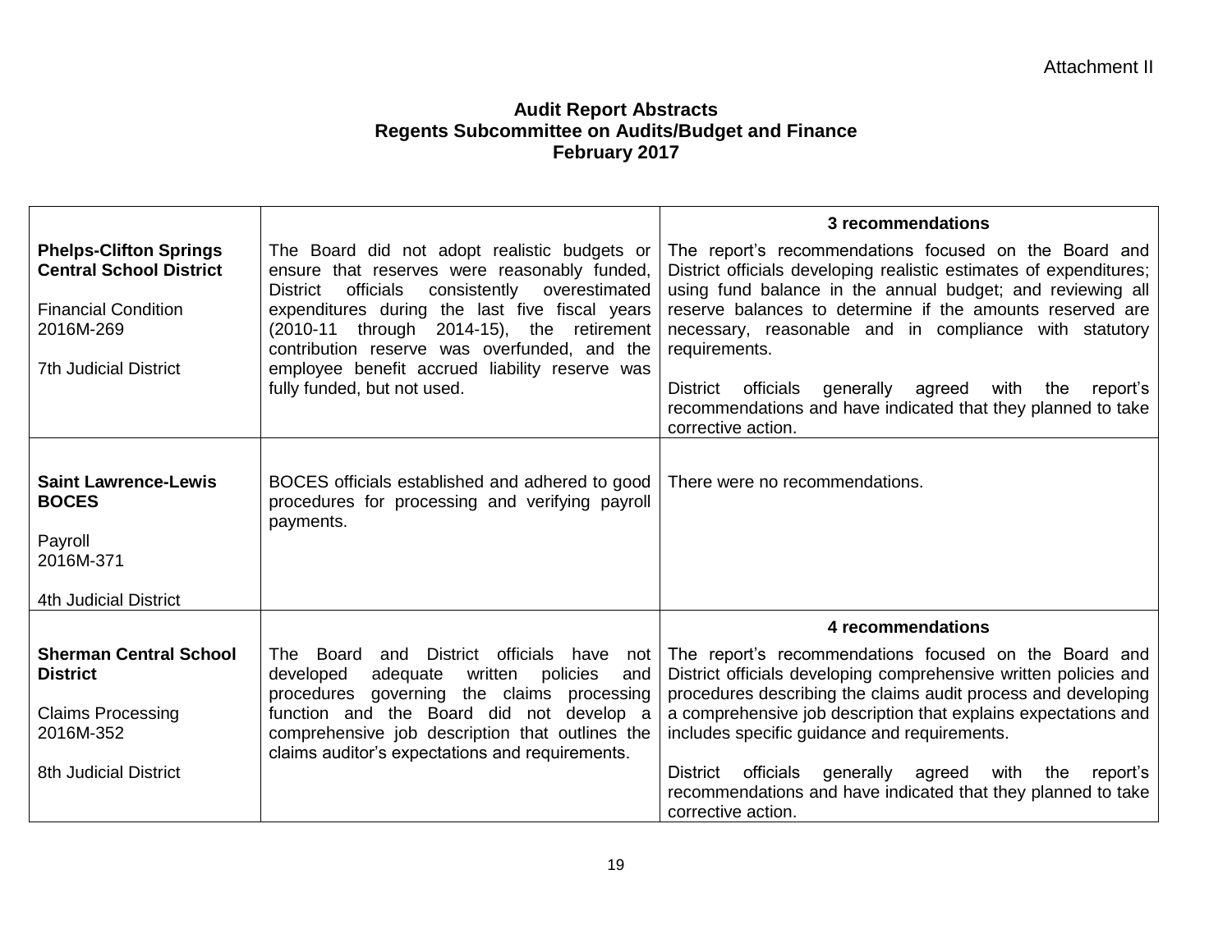Attachment II

## Audit Report Abstracts
## Regents Subcommittee on Audits/Budget and Finance
## February 2017

| | | |
|---|---|---|
| | | **3 recommendations** |
| **Phelps-Clifton Springs Central School District**<br><br>Financial Condition<br>2016M-269<br><br>7th Judicial District | The Board did not adopt realistic budgets or ensure that reserves were reasonably funded, District officials consistently overestimated expenditures during the last five fiscal years (2010-11 through 2014-15), the retirement contribution reserve was overfunded, and the employee benefit accrued liability reserve was fully funded, but not used. | The report's recommendations focused on the Board and District officials developing realistic estimates of expenditures; using fund balance in the annual budget; and reviewing all reserve balances to determine if the amounts reserved are necessary, reasonable and in compliance with statutory requirements.<br><br>District officials generally agreed with the report's recommendations and have indicated that they planned to take corrective action. |
| **Saint Lawrence-Lewis BOCES**<br><br>Payroll<br>2016M-371<br><br>4th Judicial District | BOCES officials established and adhered to good procedures for processing and verifying payroll payments. | There were no recommendations. |
| | | **4 recommendations** |
| **Sherman Central School District**<br><br>Claims Processing<br>2016M-352<br><br>8th Judicial District | The Board and District officials have not developed adequate written policies and procedures governing the claims processing function and the Board did not develop a comprehensive job description that outlines the claims auditor's expectations and requirements. | The report's recommendations focused on the Board and District officials developing comprehensive written policies and procedures describing the claims audit process and developing a comprehensive job description that explains expectations and includes specific guidance and requirements.<br><br>District officials generally agreed with the report's recommendations and have indicated that they planned to take corrective action. |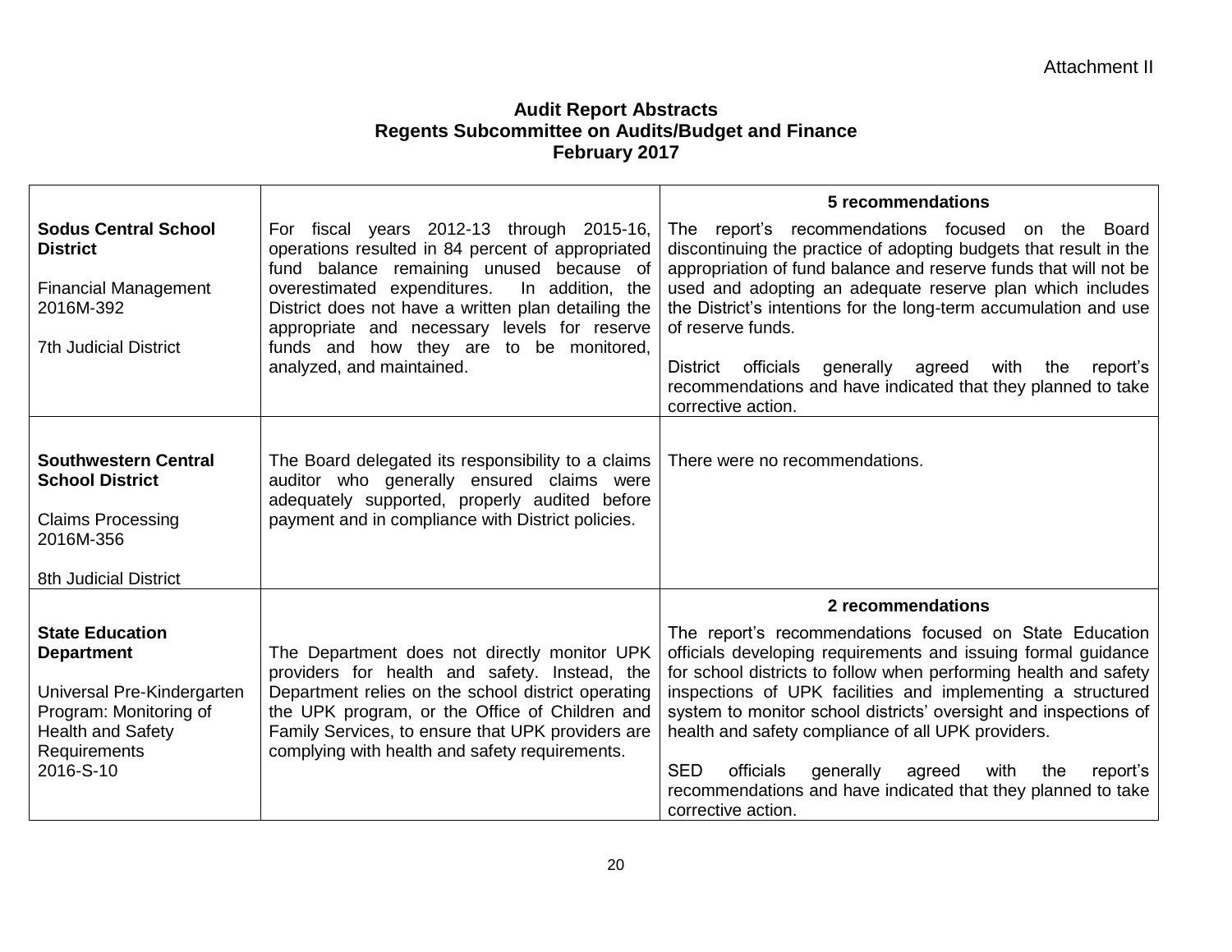Attachment II

**Audit Report Abstracts**
**Regents Subcommittee on Audits/Budget and Finance**
**February 2017**

| | | |
|---|---|---|
| **Sodus Central School District**<br><br>Financial Management<br>2016M-392<br><br>7th Judicial District | For fiscal years 2012-13 through 2015-16, operations resulted in 84 percent of appropriated fund balance remaining unused because of overestimated expenditures. In addition, the District does not have a written plan detailing the appropriate and necessary levels for reserve funds and how they are to be monitored, analyzed, and maintained. | **5 recommendations**<br><br>The report's recommendations focused on the Board discontinuing the practice of adopting budgets that result in the appropriation of fund balance and reserve funds that will not be used and adopting an adequate reserve plan which includes the District's intentions for the long-term accumulation and use of reserve funds.<br><br>District officials generally agreed with the report's recommendations and have indicated that they planned to take corrective action. |
| **Southwestern Central School District**<br><br>Claims Processing<br>2016M-356<br><br>8th Judicial District | The Board delegated its responsibility to a claims auditor who generally ensured claims were adequately supported, properly audited before payment and in compliance with District policies. | There were no recommendations. |
| **State Education Department**<br><br>Universal Pre-Kindergarten Program: Monitoring of Health and Safety Requirements<br>2016-S-10 | The Department does not directly monitor UPK providers for health and safety. Instead, the Department relies on the school district operating the UPK program, or the Office of Children and Family Services, to ensure that UPK providers are complying with health and safety requirements. | **2 recommendations**<br><br>The report's recommendations focused on State Education officials developing requirements and issuing formal guidance for school districts to follow when performing health and safety inspections of UPK facilities and implementing a structured system to monitor school districts' oversight and inspections of health and safety compliance of all UPK providers.<br><br>SED officials generally agreed with the report's recommendations and have indicated that they planned to take corrective action. |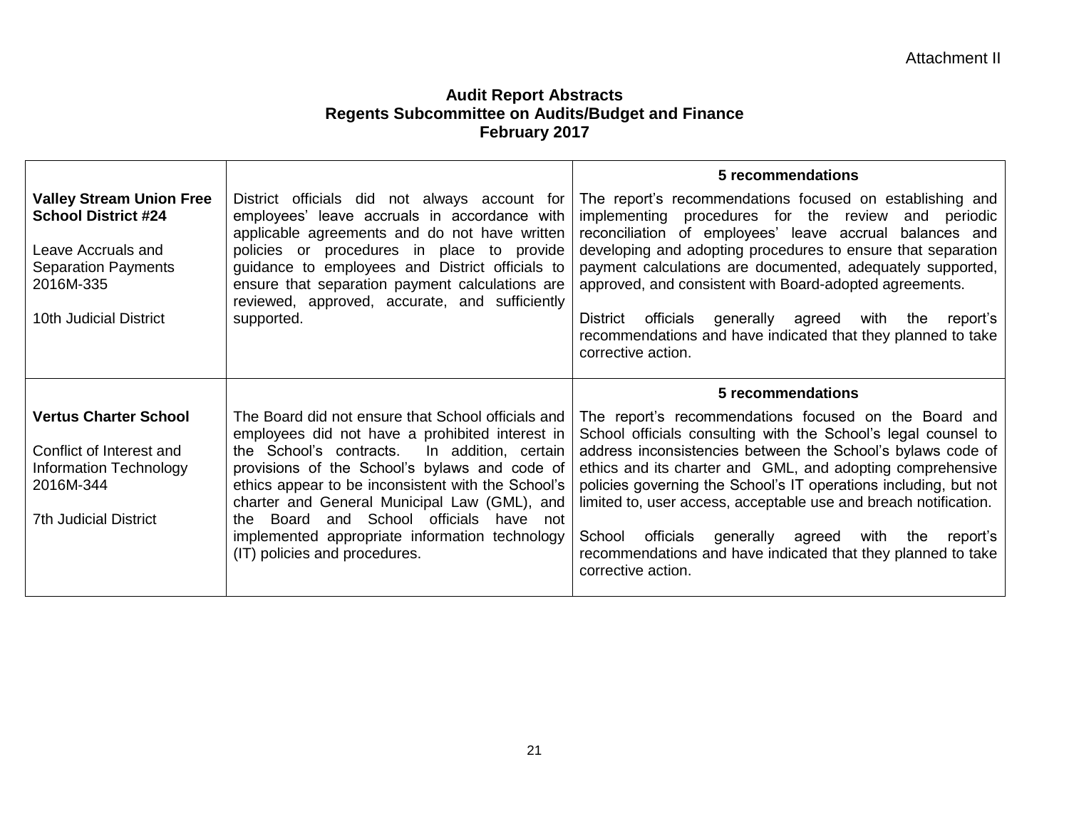Attachment II

**Audit Report Abstracts**
**Regents Subcommittee on Audits/Budget and Finance**
**February 2017**

| | | **5 recommendations** |
|---|---|---|
| **Valley Stream Union Free School District #24**<br><br>Leave Accruals and Separation Payments<br>2016M-335<br><br>10th Judicial District | District officials did not always account for employees' leave accruals in accordance with applicable agreements and do not have written policies or procedures in place to provide guidance to employees and District officials to ensure that separation payment calculations are reviewed, approved, accurate, and sufficiently supported. | The report's recommendations focused on establishing and implementing procedures for the review and periodic reconciliation of employees' leave accrual balances and developing and adopting procedures to ensure that separation payment calculations are documented, adequately supported, approved, and consistent with Board-adopted agreements.<br><br>District officials generally agreed with the report's recommendations and have indicated that they planned to take corrective action. |
| | | **5 recommendations** |
| **Vertus Charter School**<br><br>Conflict of Interest and Information Technology<br>2016M-344<br><br>7th Judicial District | The Board did not ensure that School officials and employees did not have a prohibited interest in the School's contracts. In addition, certain provisions of the School's bylaws and code of ethics appear to be inconsistent with the School's charter and General Municipal Law (GML), and the Board and School officials have not implemented appropriate information technology (IT) policies and procedures. | The report's recommendations focused on the Board and School officials consulting with the School's legal counsel to address inconsistencies between the School's bylaws code of ethics and its charter and GML, and adopting comprehensive policies governing the School's IT operations including, but not limited to, user access, acceptable use and breach notification.<br><br>School officials generally agreed with the report's recommendations and have indicated that they planned to take corrective action. |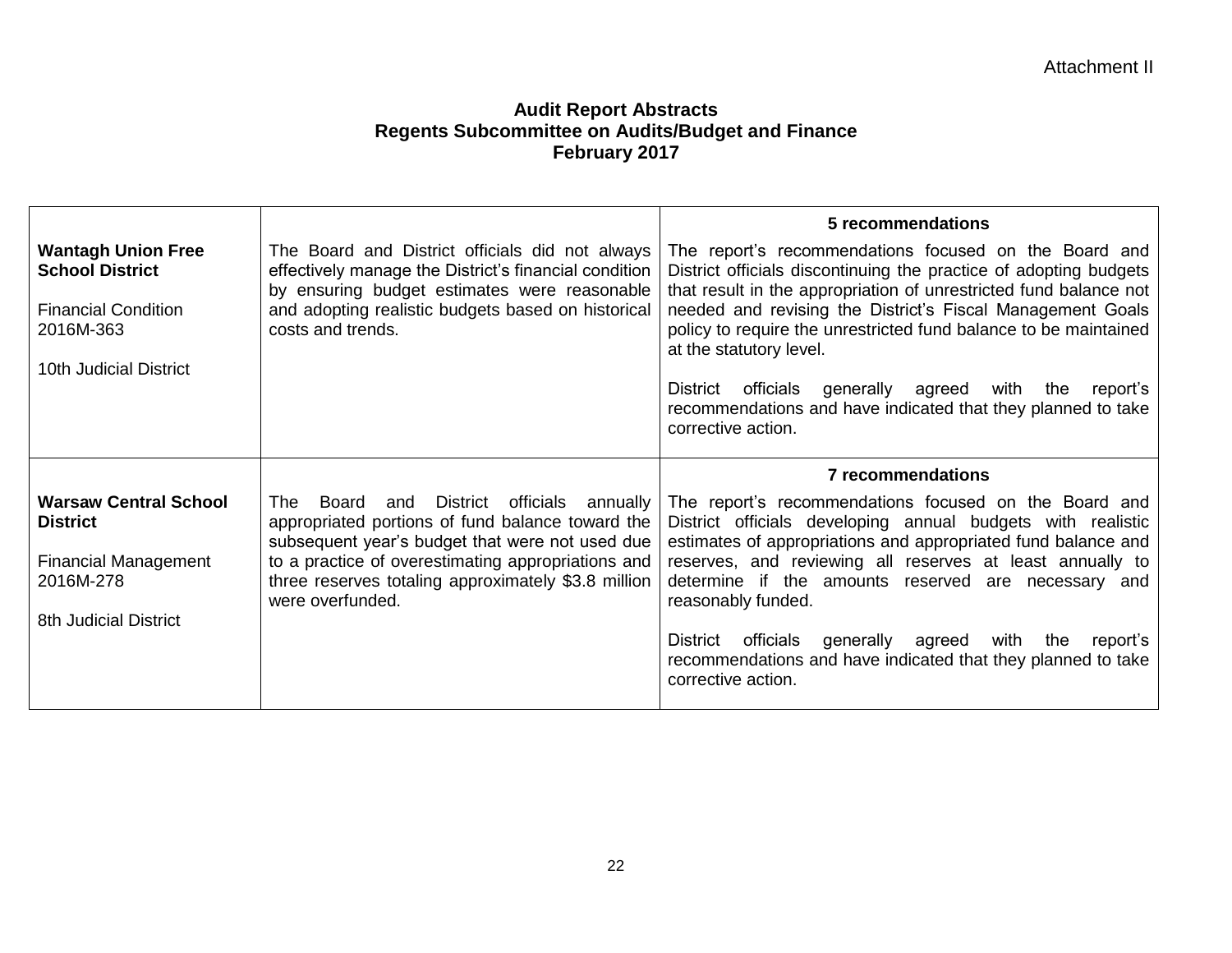Attachment II

**Audit Report Abstracts**
**Regents Subcommittee on Audits/Budget and Finance**
**February 2017**

| | | |
|---|---|---|
| | | **5 recommendations** |
| **Wantagh Union Free School District**<br><br>Financial Condition<br>2016M-363<br><br>10th Judicial District | The Board and District officials did not always effectively manage the District's financial condition by ensuring budget estimates were reasonable and adopting realistic budgets based on historical costs and trends. | The report's recommendations focused on the Board and District officials discontinuing the practice of adopting budgets that result in the appropriation of unrestricted fund balance not needed and revising the District's Fiscal Management Goals policy to require the unrestricted fund balance to be maintained at the statutory level.<br><br>District officials generally agreed with the report's recommendations and have indicated that they planned to take corrective action. |
| | | **7 recommendations** |
| **Warsaw Central School District**<br><br>Financial Management<br>2016M-278<br><br>8th Judicial District | The Board and District officials annually appropriated portions of fund balance toward the subsequent year's budget that were not used due to a practice of overestimating appropriations and three reserves totaling approximately $3.8 million were overfunded. | The report's recommendations focused on the Board and District officials developing annual budgets with realistic estimates of appropriations and appropriated fund balance and reserves, and reviewing all reserves at least annually to determine if the amounts reserved are necessary and reasonably funded.<br><br>District officials generally agreed with the report's recommendations and have indicated that they planned to take corrective action. |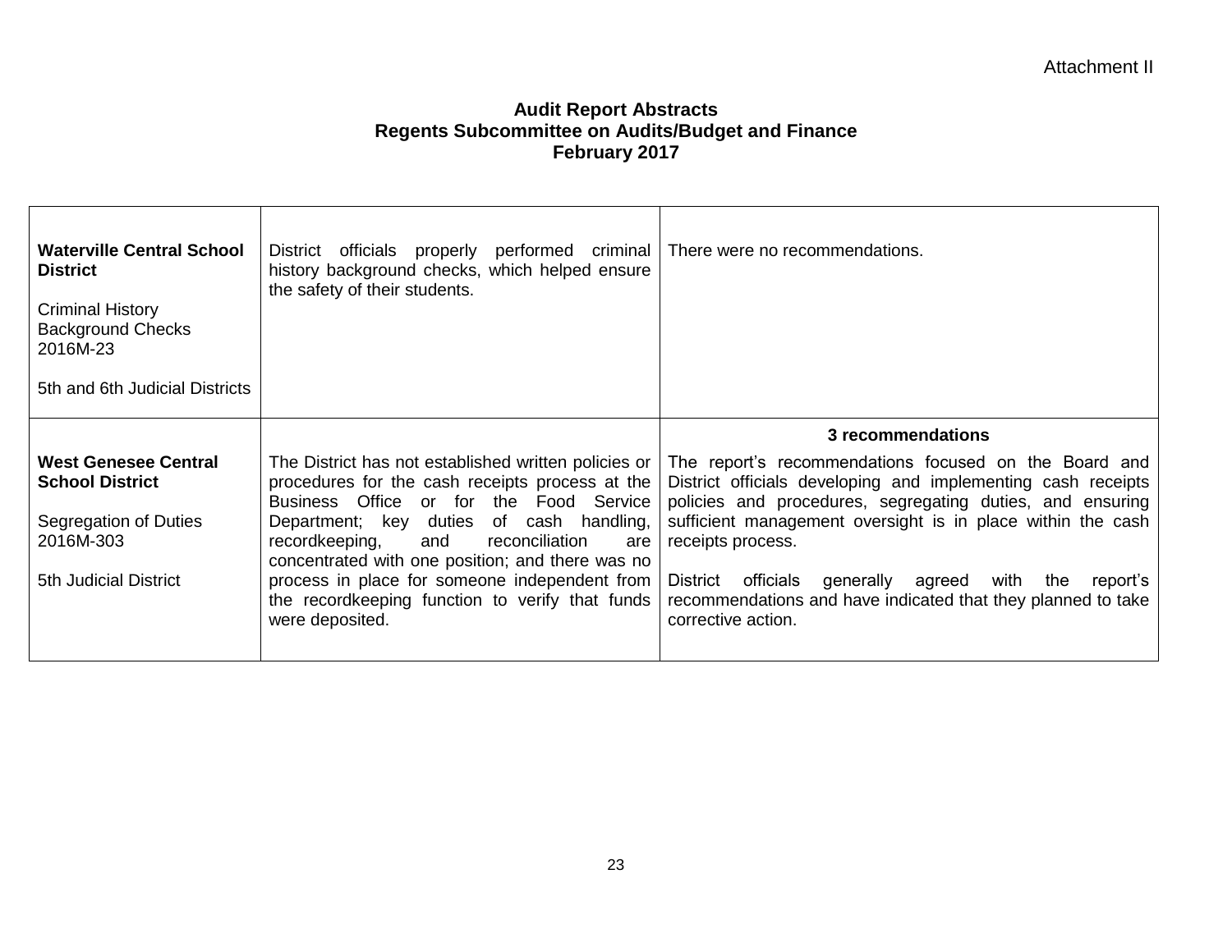Attachment II

**Audit Report Abstracts**
**Regents Subcommittee on Audits/Budget and Finance**
**February 2017**

| | | |
|---|---|---|
| **Waterville Central School District**<br><br>Criminal History Background Checks<br>2016M-23<br><br>5th and 6th Judicial Districts | District officials properly performed criminal history background checks, which helped ensure the safety of their students. | There were no recommendations. |
| **West Genesee Central School District**<br><br>Segregation of Duties<br>2016M-303<br><br>5th Judicial District | The District has not established written policies or procedures for the cash receipts process at the Business Office or for the Food Service Department; key duties of cash handling, recordkeeping, and reconciliation are concentrated with one position; and there was no process in place for someone independent from the recordkeeping function to verify that funds were deposited. | **3 recommendations**<br><br>The report's recommendations focused on the Board and District officials developing and implementing cash receipts policies and procedures, segregating duties, and ensuring sufficient management oversight is in place within the cash receipts process.<br><br>District officials generally agreed with the report's recommendations and have indicated that they planned to take corrective action. |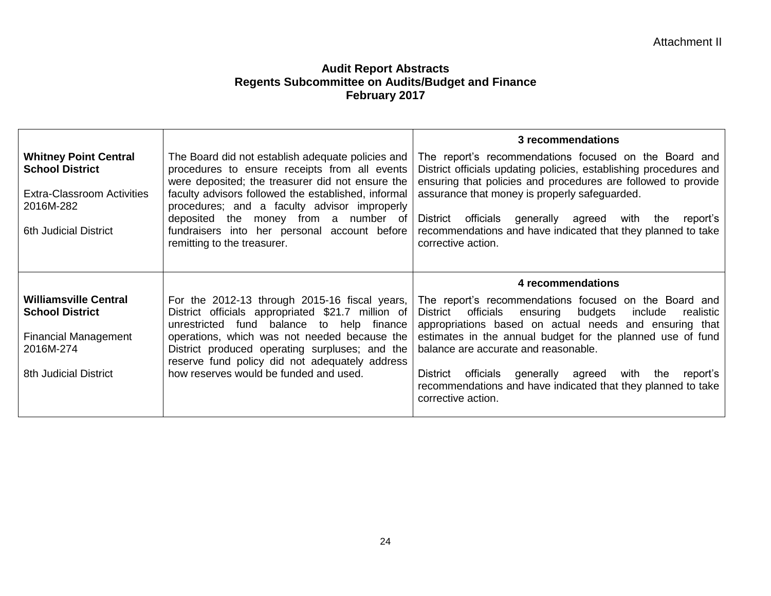Attachment II

**Audit Report Abstracts**
**Regents Subcommittee on Audits/Budget and Finance**
**February 2017**

| | | |
|---|---|---|
| **Whitney Point Central School District**<br><br>Extra-Classroom Activities 2016M-282<br><br>6th Judicial District | The Board did not establish adequate policies and procedures to ensure receipts from all events were deposited; the treasurer did not ensure the faculty advisors followed the established, informal procedures; and a faculty advisor improperly deposited the money from a number of fundraisers into her personal account before remitting to the treasurer. | **3 recommendations**<br><br>The report's recommendations focused on the Board and District officials updating policies, establishing procedures and ensuring that policies and procedures are followed to provide assurance that money is properly safeguarded.<br><br>District officials generally agreed with the report's recommendations and have indicated that they planned to take corrective action. |
| **Williamsville Central School District**<br><br>Financial Management 2016M-274<br><br>8th Judicial District | For the 2012-13 through 2015-16 fiscal years, District officials appropriated $21.7 million of unrestricted fund balance to help finance operations, which was not needed because the District produced operating surpluses; and the reserve fund policy did not adequately address how reserves would be funded and used. | **4 recommendations**<br><br>The report's recommendations focused on the Board and District officials ensuring budgets include realistic appropriations based on actual needs and ensuring that estimates in the annual budget for the planned use of fund balance are accurate and reasonable.<br><br>District officials generally agreed with the report's recommendations and have indicated that they planned to take corrective action. |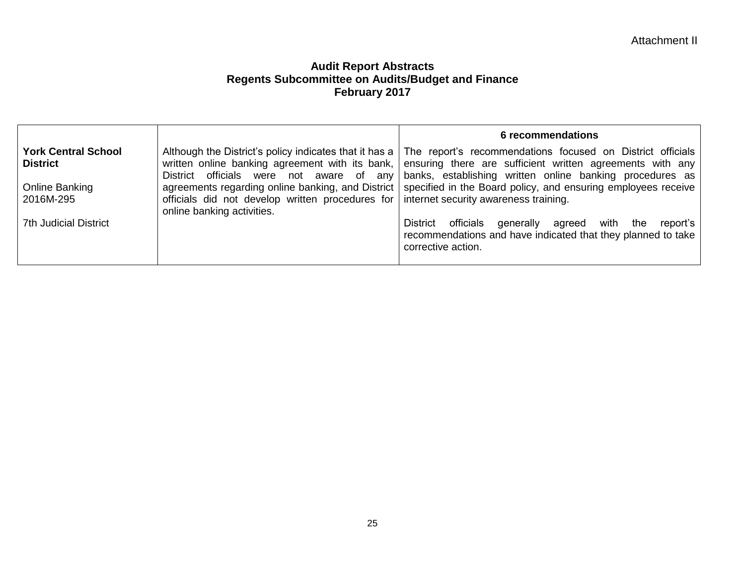Attachment II

# Audit Report Abstracts
## Regents Subcommittee on Audits/Budget and Finance
## February 2017

| | | **6 recommendations** |
|---|---|---|
| **York Central School District**<br><br>Online Banking<br>2016M-295<br><br>7th Judicial District | Although the District's policy indicates that it has a written online banking agreement with its bank, District officials were not aware of any agreements regarding online banking, and District officials did not develop written procedures for online banking activities. | The report's recommendations focused on District officials ensuring there are sufficient written agreements with any banks, establishing written online banking procedures as specified in the Board policy, and ensuring employees receive internet security awareness training.<br><br>District officials generally agreed with the report's recommendations and have indicated that they planned to take corrective action. |